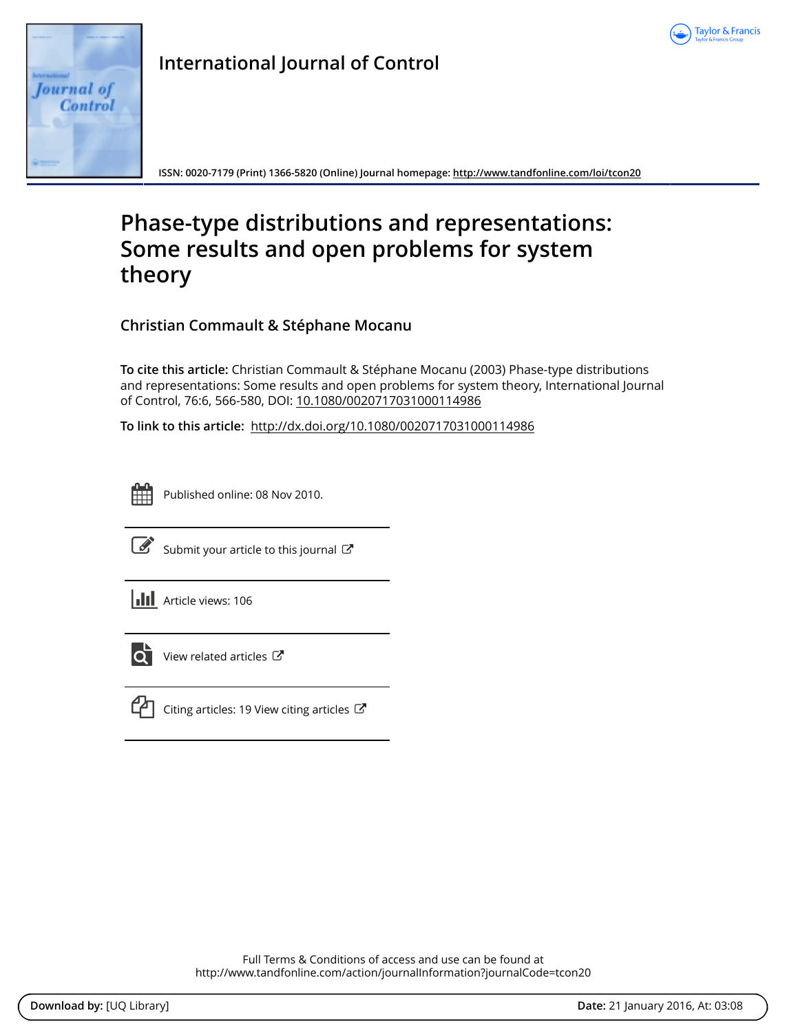# International Journal of Control

ISSN: 0020-7179 (Print) 1366-5820 (Online) Journal homepage: http://www.tandfonline.com/loi/tcon20

# Phase-type distributions and representations: Some results and open problems for system theory

**Christian Commault & Stéphane Mocanu**

**To cite this article:** Christian Commault & Stéphane Mocanu (2003) Phase-type distributions and representations: Some results and open problems for system theory, International Journal of Control, 76:6, 566-580, DOI: 10.1080/0020717031000114986

**To link to this article:** http://dx.doi.org/10.1080/0020717031000114986

Published online: 08 Nov 2010.

Submit your article to this journal

Article views: 106

View related articles

Citing articles: 19 View citing articles

Full Terms & Conditions of access and use can be found at
http://www.tandfonline.com/action/journalInformation?journalCode=tcon20

**Download by:** [UQ Library] **Date:** 21 January 2016, At: 03:08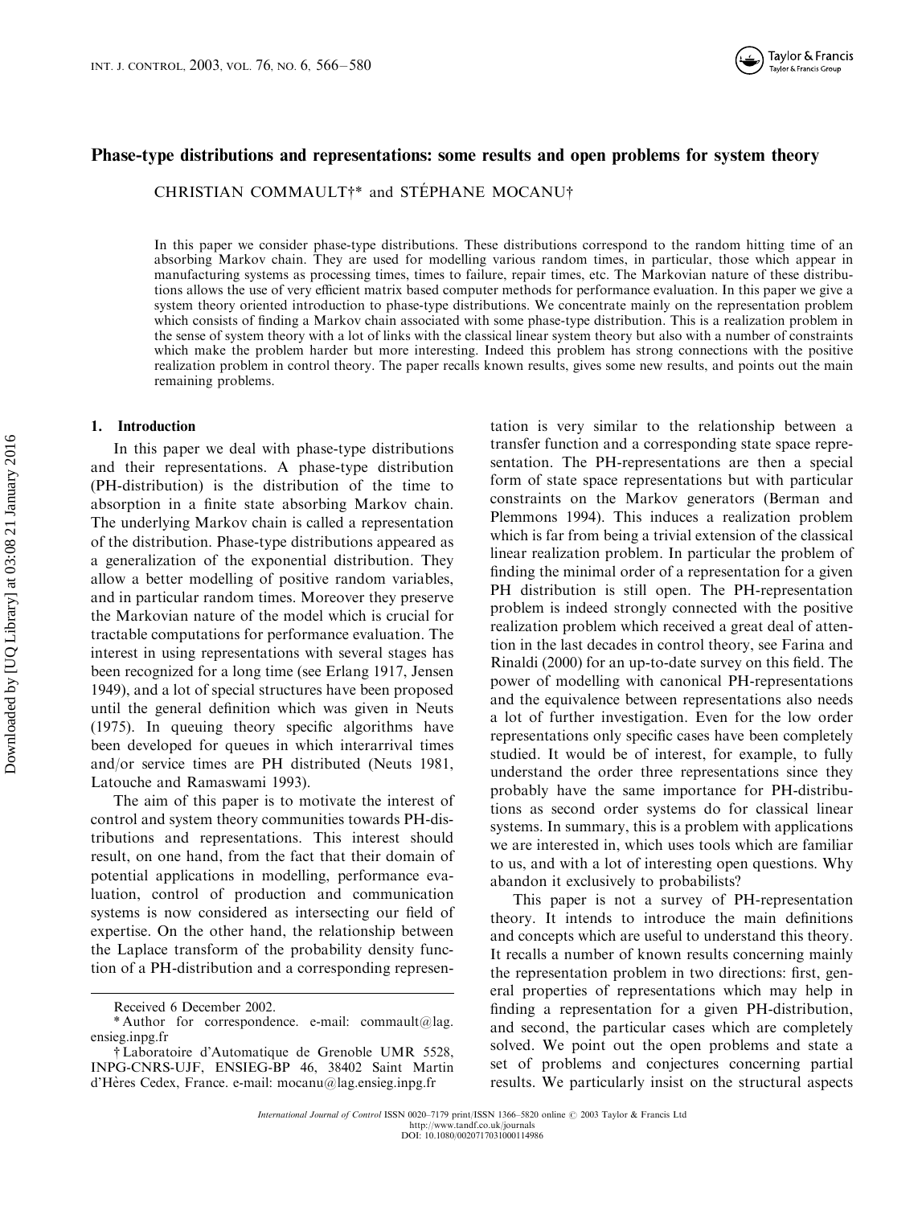# Phase-type distributions and representations: some results and open problems for system theory

CHRISTIAN COMMAULT†* and STÉPHANE MOCANU†

In this paper we consider phase-type distributions. These distributions correspond to the random hitting time of an absorbing Markov chain. They are used for modelling various random times, in particular, those which appear in manufacturing systems as processing times, times to failure, repair times, etc. The Markovian nature of these distributions allows the use of very efficient matrix based computer methods for performance evaluation. In this paper we give a system theory oriented introduction to phase-type distributions. We concentrate mainly on the representation problem which consists of finding a Markov chain associated with some phase-type distribution. This is a realization problem in the sense of system theory with a lot of links with the classical linear system theory but also with a number of constraints which make the problem harder but more interesting. Indeed this problem has strong connections with the positive realization problem in control theory. The paper recalls known results, gives some new results, and points out the main remaining problems.

## 1. Introduction

In this paper we deal with phase-type distributions and their representations. A phase-type distribution (PH-distribution) is the distribution of the time to absorption in a finite state absorbing Markov chain. The underlying Markov chain is called a representation of the distribution. Phase-type distributions appeared as a generalization of the exponential distribution. They allow a better modelling of positive random variables, and in particular random times. Moreover they preserve the Markovian nature of the model which is crucial for tractable computations for performance evaluation. The interest in using representations with several stages has been recognized for a long time (see Erlang 1917, Jensen 1949), and a lot of special structures have been proposed until the general definition which was given in Neuts (1975). In queuing theory specific algorithms have been developed for queues in which interarrival times and/or service times are PH distributed (Neuts 1981, Latouche and Ramaswami 1993).

The aim of this paper is to motivate the interest of control and system theory communities towards PH-distributions and representations. This interest should result, on one hand, from the fact that their domain of potential applications in modelling, performance evaluation, control of production and communication systems is now considered as intersecting our field of expertise. On the other hand, the relationship between the Laplace transform of the probability density function of a PH-distribution and a corresponding representation is very similar to the relationship between a transfer function and a corresponding state space representation. The PH-representations are then a special form of state space representations but with particular constraints on the Markov generators (Berman and Plemmons 1994). This induces a realization problem which is far from being a trivial extension of the classical linear realization problem. In particular the problem of finding the minimal order of a representation for a given PH distribution is still open. The PH-representation problem is indeed strongly connected with the positive realization problem which received a great deal of attention in the last decades in control theory, see Farina and Rinaldi (2000) for an up-to-date survey on this field. The power of modelling with canonical PH-representations and the equivalence between representations also needs a lot of further investigation. Even for the low order representations only specific cases have been completely studied. It would be of interest, for example, to fully understand the order three representations since they probably have the same importance for PH-distributions as second order systems do for classical linear systems. In summary, this is a problem with applications we are interested in, which uses tools which are familiar to us, and with a lot of interesting open questions. Why abandon it exclusively to probabilists?

This paper is not a survey of PH-representation theory. It intends to introduce the main definitions and concepts which are useful to understand this theory. It recalls a number of known results concerning mainly the representation problem in two directions: first, general properties of representations which may help in finding a representation for a given PH-distribution, and second, the particular cases which are completely solved. We point out the open problems and state a set of problems and conjectures concerning partial results. We particularly insist on the structural aspects

Received 6 December 2002.

\* Author for correspondence. e-mail: commault@lag.ensieg.inpg.fr

† Laboratoire d'Automatique de Grenoble UMR 5528, INPG-CNRS-UJF, ENSIEG-BP 46, 38402 Saint Martin d'Hères Cedex, France. e-mail: mocanu@lag.ensieg.inpg.fr

*International Journal of Control* ISSN 0020–7179 print/ISSN 1366–5820 online © 2003 Taylor & Francis Ltd
http://www.tandf.co.uk/journals
DOI: 10.1080/0020717031000114986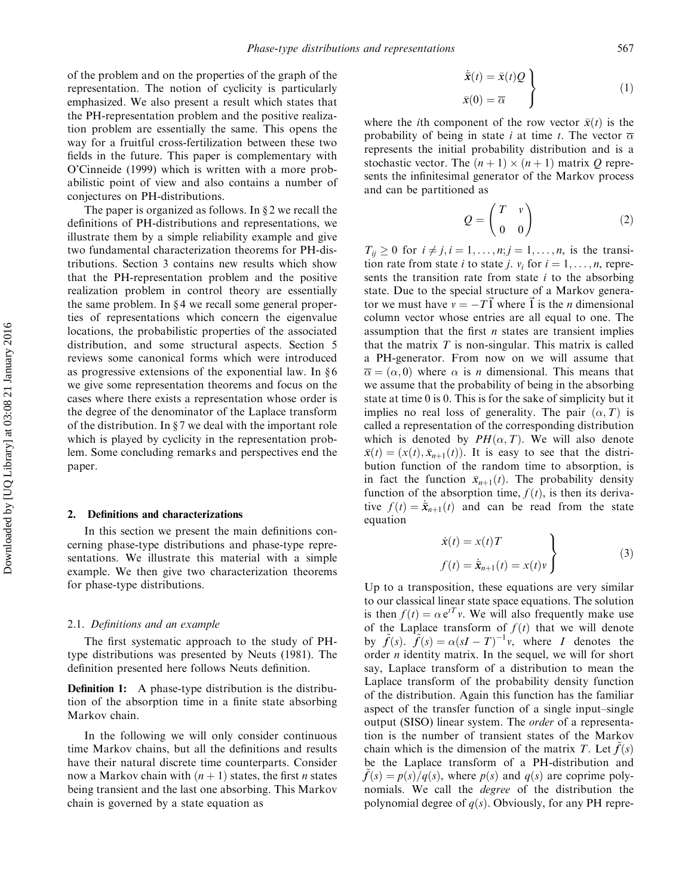of the problem and on the properties of the graph of the representation. The notion of cyclicity is particularly emphasized. We also present a result which states that the PH-representation problem and the positive realization problem are essentially the same. This opens the way for a fruitful cross-fertilization between these two fields in the future. This paper is complementary with O'Cinneide (1999) which is written with a more probabilistic point of view and also contains a number of conjectures on PH-distributions.

The paper is organized as follows. In § 2 we recall the definitions of PH-distributions and representations, we illustrate them by a simple reliability example and give two fundamental characterization theorems for PH-distributions. Section 3 contains new results which show that the PH-representation problem and the positive realization problem in control theory are essentially the same problem. In § 4 we recall some general properties of representations which concern the eigenvalue locations, the probabilistic properties of the associated distribution, and some structural aspects. Section 5 reviews some canonical forms which were introduced as progressive extensions of the exponential law. In § 6 we give some representation theorems and focus on the cases where there exists a representation whose order is the degree of the denominator of the Laplace transform of the distribution. In § 7 we deal with the important role which is played by cyclicity in the representation problem. Some concluding remarks and perspectives end the paper.

## 2. Definitions and characterizations

In this section we present the main definitions concerning phase-type distributions and phase-type representations. We illustrate this material with a simple example. We then give two characterization theorems for phase-type distributions.

### 2.1. *Definitions and an example*

The first systematic approach to the study of PH-type distributions was presented by Neuts (1981). The definition presented here follows Neuts definition.

**Definition 1:** A phase-type distribution is the distribution of the absorption time in a finite state absorbing Markov chain.

In the following we will only consider continuous time Markov chains, but all the definitions and results have their natural discrete time counterparts. Consider now a Markov chain with $(n+1)$ states, the first $n$ states being transient and the last one absorbing. This Markov chain is governed by a state equation as

$$\left.\begin{aligned} \dot{\bar{x}}(t) &= \bar{x}(t)Q \\ \bar{x}(0) &= \overline{\alpha} \end{aligned}\right\} \tag{1}$$

where the $i$th component of the row vector $\bar{x}(t)$ is the probability of being in state $i$ at time $t$. The vector $\overline{\alpha}$ represents the initial probability distribution and is a stochastic vector. The $(n+1)\times(n+1)$ matrix $Q$ represents the infinitesimal generator of the Markov process and can be partitioned as

$$Q = \begin{pmatrix} T & v \\ 0 & 0 \end{pmatrix} \tag{2}$$

$T_{ij} \geq 0$ for $i \neq j, i = 1, \ldots, n; j = 1, \ldots, n$, is the transition rate from state $i$ to state $j$. $v_i$ for $i = 1, \ldots, n$, represents the transition rate from state $i$ to the absorbing state. Due to the special structure of a Markov generator we must have $v = -T\vec{1}$ where $\vec{1}$ is the $n$ dimensional column vector whose entries are all equal to one. The assumption that the first $n$ states are transient implies that the matrix $T$ is non-singular. This matrix is called a PH-generator. From now on we will assume that $\overline{\alpha} = (\alpha, 0)$ where $\alpha$ is $n$ dimensional. This means that we assume that the probability of being in the absorbing state at time 0 is 0. This is for the sake of simplicity but it implies no real loss of generality. The pair $(\alpha, T)$ is called a representation of the corresponding distribution which is denoted by $PH(\alpha, T)$. We will also denote $\bar{x}(t) = (x(t), \bar{x}_{n+1}(t))$. It is easy to see that the distribution function of the random time to absorption, is in fact the function $\bar{x}_{n+1}(t)$. The probability density function of the absorption time, $f(t)$, is then its derivative $f(t) = \dot{\bar{x}}_{n+1}(t)$ and can be read from the state equation

$$\left.\begin{aligned} \dot{x}(t) &= x(t)T \\ f(t) &= \dot{\bar{x}}_{n+1}(t) = x(t)v \end{aligned}\right\} \tag{3}$$

Up to a transposition, these equations are very similar to our classical linear state space equations. The solution is then $f(t) = \alpha\, \mathrm{e}^{tT} v$. We will also frequently make use of the Laplace transform of $f(t)$ that we will denote by $\tilde{f}(s)$. $\tilde{f}(s) = \alpha(sI - T)^{-1}v$, where $I$ denotes the order $n$ identity matrix. In the sequel, we will for short say, Laplace transform of a distribution to mean the Laplace transform of the probability density function of the distribution. Again this function has the familiar aspect of the transfer function of a single input–single output (SISO) linear system. The *order* of a representation is the number of transient states of the Markov chain which is the dimension of the matrix $T$. Let $\tilde{f}(s)$ be the Laplace transform of a PH-distribution and $\tilde{f}(s) = p(s)/q(s)$, where $p(s)$ and $q(s)$ are coprime polynomials. We call the *degree* of the distribution the polynomial degree of $q(s)$. Obviously, for any PH repre-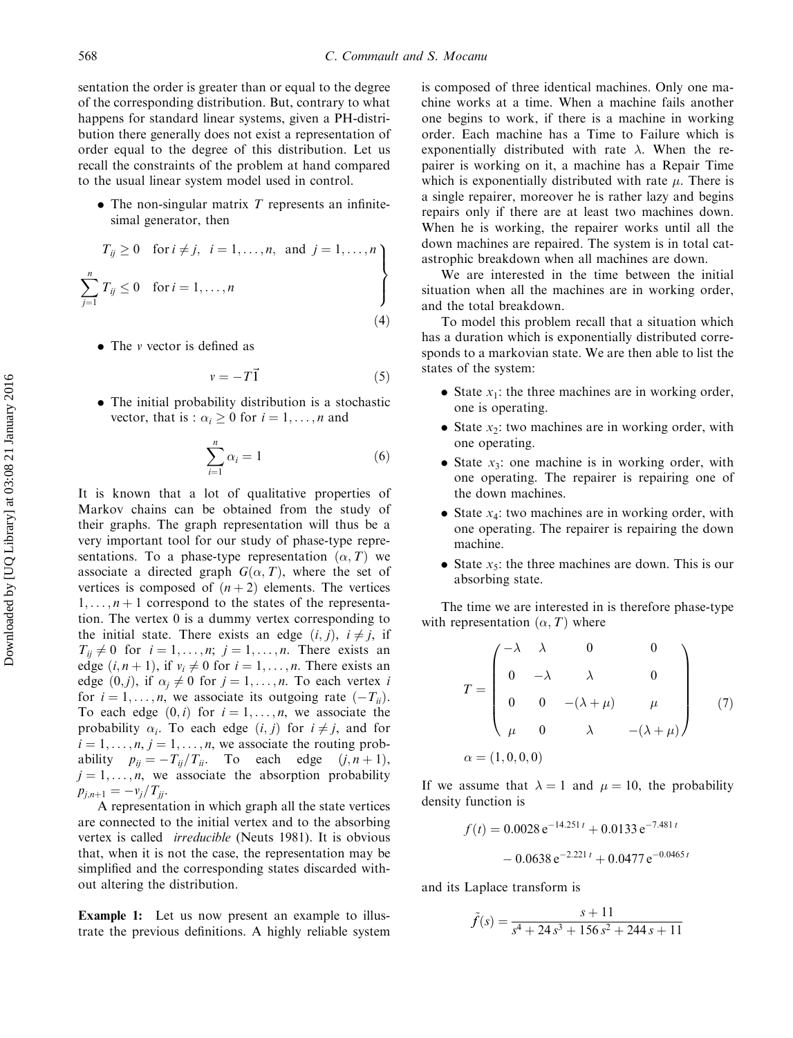sentation the order is greater than or equal to the degree of the corresponding distribution. But, contrary to what happens for standard linear systems, given a PH-distribution there generally does not exist a representation of order equal to the degree of this distribution. Let us recall the constraints of the problem at hand compared to the usual linear system model used in control.

- The non-singular matrix $T$ represents an infinitesimal generator, then

$$\left.\begin{aligned} & T_{ij} \geq 0 \quad \text{for } i \neq j, \ \ i = 1, \ldots, n, \ \text{ and } \ j = 1, \ldots, n \\ & \sum_{j=1}^{n} T_{ij} \leq 0 \quad \text{for } i = 1, \ldots, n \end{aligned}\right\} \tag{4}$$

- The $v$ vector is defined as

$$v = -T\vec{1} \tag{5}$$

- The initial probability distribution is a stochastic vector, that is : $\alpha_i \geq 0$ for $i = 1, \ldots, n$ and

$$\sum_{i=1}^{n} \alpha_i = 1 \tag{6}$$

It is known that a lot of qualitative properties of Markov chains can be obtained from the study of their graphs. The graph representation will thus be a very important tool for our study of phase-type representations. To a phase-type representation $(\alpha, T)$ we associate a directed graph $G(\alpha, T)$, where the set of vertices is composed of $(n+2)$ elements. The vertices $1, \ldots, n+1$ correspond to the states of the representation. The vertex 0 is a dummy vertex corresponding to the initial state. There exists an edge $(i, j)$, $i \neq j$, if $T_{ij} \neq 0$ for $i = 1, \ldots, n$; $j = 1, \ldots, n$. There exists an edge $(i, n+1)$, if $v_i \neq 0$ for $i = 1, \ldots, n$. There exists an edge $(0, j)$, if $\alpha_j \neq 0$ for $j = 1, \ldots, n$. To each vertex $i$ for $i = 1, \ldots, n$, we associate its outgoing rate $(-T_{ii})$. To each edge $(0, i)$ for $i = 1, \ldots, n$, we associate the probability $\alpha_i$. To each edge $(i, j)$ for $i \neq j$, and for $i = 1, \ldots, n$, $j = 1, \ldots, n$, we associate the routing probability $p_{ij} = -T_{ij}/T_{ii}$. To each edge $(j, n+1)$, $j = 1, \ldots, n$, we associate the absorption probability $p_{j,n+1} = -v_j/T_{jj}$.

A representation in which graph all the state vertices are connected to the initial vertex and to the absorbing vertex is called *irreducible* (Neuts 1981). It is obvious that, when it is not the case, the representation may be simplified and the corresponding states discarded without altering the distribution.

**Example 1:** Let us now present an example to illustrate the previous definitions. A highly reliable system is composed of three identical machines. Only one machine works at a time. When a machine fails another one begins to work, if there is a machine in working order. Each machine has a Time to Failure which is exponentially distributed with rate $\lambda$. When the repairer is working on it, a machine has a Repair Time which is exponentially distributed with rate $\mu$. There is a single repairer, moreover he is rather lazy and begins repairs only if there are at least two machines down. When he is working, the repairer works until all the down machines are repaired. The system is in total catastrophic breakdown when all machines are down.

We are interested in the time between the initial situation when all the machines are in working order, and the total breakdown.

To model this problem recall that a situation which has a duration which is exponentially distributed corresponds to a markovian state. We are then able to list the states of the system:

- State $x_1$: the three machines are in working order, one is operating.
- State $x_2$: two machines are in working order, with one operating.
- State $x_3$: one machine is in working order, with one operating. The repairer is repairing one of the down machines.
- State $x_4$: two machines are in working order, with one operating. The repairer is repairing the down machine.
- State $x_5$: the three machines are down. This is our absorbing state.

The time we are interested in is therefore phase-type with representation $(\alpha, T)$ where

$$T = \begin{pmatrix} -\lambda & \lambda & 0 & 0 \\ 0 & -\lambda & \lambda & 0 \\ 0 & 0 & -(\lambda+\mu) & \mu \\ \mu & 0 & \lambda & -(\lambda+\mu) \end{pmatrix} \tag{7}$$

$$\alpha = (1, 0, 0, 0)$$

If we assume that $\lambda = 1$ and $\mu = 10$, the probability density function is

$$f(t) = 0.0028\, e^{-14.251\, t} + 0.0133\, e^{-7.481\, t} - 0.0638\, e^{-2.221\, t} + 0.0477\, e^{-0.0465\, t}$$

and its Laplace transform is

$$\tilde{f}(s) = \frac{s + 11}{s^4 + 24\, s^3 + 156\, s^2 + 244\, s + 11}$$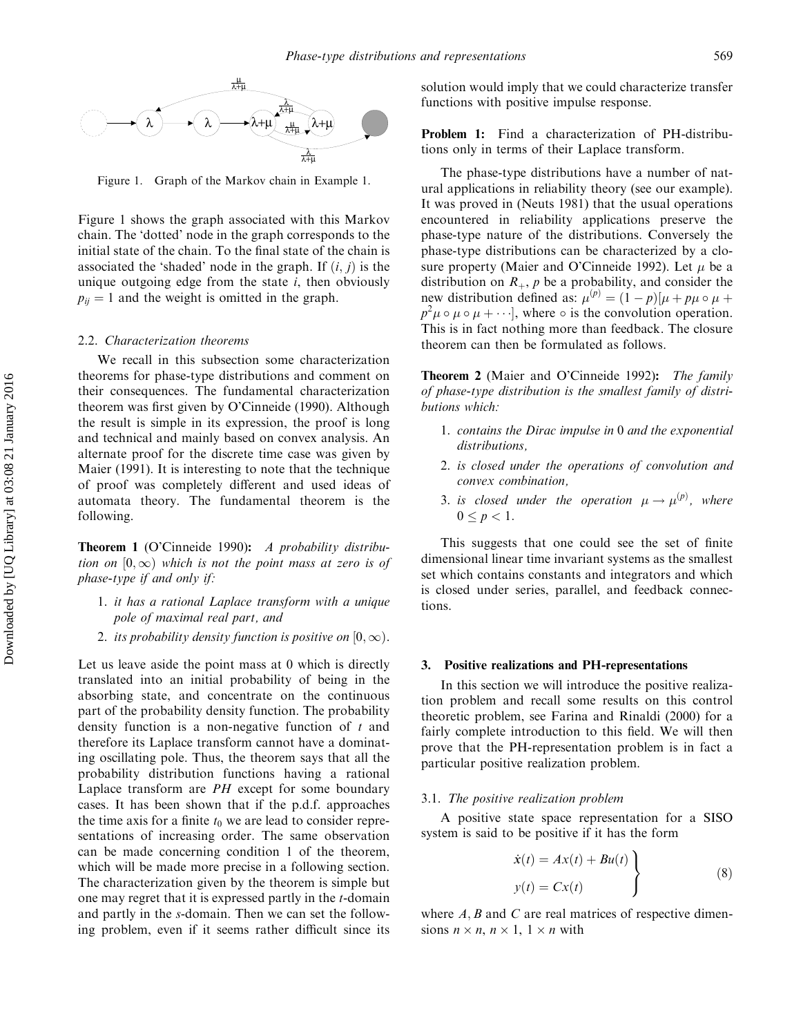Figure 1. Graph of the Markov chain in Example 1.

Figure 1 shows the graph associated with this Markov chain. The 'dotted' node in the graph corresponds to the initial state of the chain. To the final state of the chain is associated the 'shaded' node in the graph. If $(i, j)$ is the unique outgoing edge from the state $i$, then obviously $p_{ij} = 1$ and the weight is omitted in the graph.

### 2.2. Characterization theorems

We recall in this subsection some characterization theorems for phase-type distributions and comment on their consequences. The fundamental characterization theorem was first given by O'Cinneide (1990). Although the result is simple in its expression, the proof is long and technical and mainly based on convex analysis. An alternate proof for the discrete time case was given by Maier (1991). It is interesting to note that the technique of proof was completely different and used ideas of automata theory. The fundamental theorem is the following.

**Theorem 1** (O'Cinneide 1990): *A probability distribution on $[0, \infty)$ which is not the point mass at zero is of phase-type if and only if:*

1. *it has a rational Laplace transform with a unique pole of maximal real part, and*
2. *its probability density function is positive on $[0, \infty)$.*

Let us leave aside the point mass at 0 which is directly translated into an initial probability of being in the absorbing state, and concentrate on the continuous part of the probability density function. The probability density function is a non-negative function of $t$ and therefore its Laplace transform cannot have a dominating oscillating pole. Thus, the theorem says that all the probability distribution functions having a rational Laplace transform are *PH* except for some boundary cases. It has been shown that if the p.d.f. approaches the time axis for a finite $t_0$ we are lead to consider representations of increasing order. The same observation can be made concerning condition 1 of the theorem, which will be made more precise in a following section. The characterization given by the theorem is simple but one may regret that it is expressed partly in the $t$-domain and partly in the $s$-domain. Then we can set the following problem, even if it seems rather difficult since its solution would imply that we could characterize transfer functions with positive impulse response.

**Problem 1:** Find a characterization of PH-distributions only in terms of their Laplace transform.

The phase-type distributions have a number of natural applications in reliability theory (see our example). It was proved in (Neuts 1981) that the usual operations encountered in reliability applications preserve the phase-type nature of the distributions. Conversely the phase-type distributions can be characterized by a closure property (Maier and O'Cinneide 1992). Let $\mu$ be a distribution on $R_+$, $p$ be a probability, and consider the new distribution defined as: $\mu^{(p)} = (1-p)[\mu + p\mu \circ \mu + p^2 \mu \circ \mu \circ \mu + \cdots]$, where $\circ$ is the convolution operation. This is in fact nothing more than feedback. The closure theorem can then be formulated as follows.

**Theorem 2** (Maier and O'Cinneide 1992): *The family of phase-type distribution is the smallest family of distributions which:*

1. *contains the Dirac impulse in* 0 *and the exponential distributions,*
2. *is closed under the operations of convolution and convex combination,*
3. *is closed under the operation $\mu \to \mu^{(p)}$, where $0 \le p < 1$.*

This suggests that one could see the set of finite dimensional linear time invariant systems as the smallest set which contains constants and integrators and which is closed under series, parallel, and feedback connections.

## 3. Positive realizations and PH-representations

In this section we will introduce the positive realization problem and recall some results on this control theoretic problem, see Farina and Rinaldi (2000) for a fairly complete introduction to this field. We will then prove that the PH-representation problem is in fact a particular positive realization problem.

### 3.1. The positive realization problem

A positive state space representation for a SISO system is said to be positive if it has the form

$$\left.\begin{aligned} \dot{x}(t) &= Ax(t) + Bu(t) \\ y(t) &= Cx(t) \end{aligned}\right\} \tag{8}$$

where $A$, $B$ and $C$ are real matrices of respective dimensions $n \times n$, $n \times 1$, $1 \times n$ with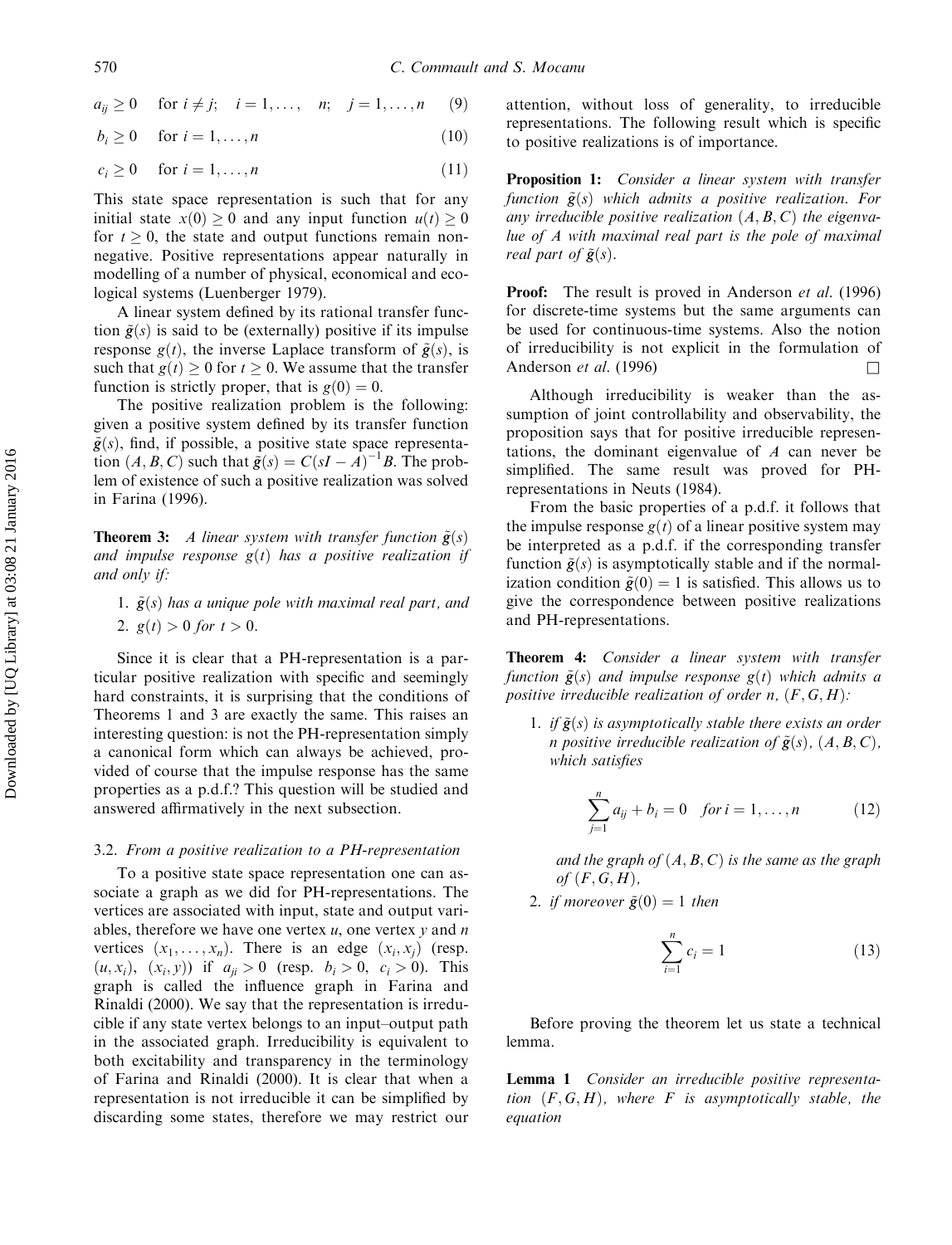$$a_{ij} \geq 0 \quad \text{for } i \neq j; \quad i = 1, \ldots, \quad n; \quad j = 1, \ldots, n \tag{9}$$

$$b_i \geq 0 \quad \text{for } i = 1, \ldots, n \tag{10}$$

$$c_i \geq 0 \quad \text{for } i = 1, \ldots, n \tag{11}$$

This state space representation is such that for any initial state $x(0) \geq 0$ and any input function $u(t) \geq 0$ for $t \geq 0$, the state and output functions remain nonnegative. Positive representations appear naturally in modelling of a number of physical, economical and ecological systems (Luenberger 1979).

A linear system defined by its rational transfer function $\tilde{g}(s)$ is said to be (externally) positive if its impulse response $g(t)$, the inverse Laplace transform of $\tilde{g}(s)$, is such that $g(t) \geq 0$ for $t \geq 0$. We assume that the transfer function is strictly proper, that is $g(0) = 0$.

The positive realization problem is the following: given a positive system defined by its transfer function $\tilde{g}(s)$, find, if possible, a positive state space representation $(A, B, C)$ such that $\tilde{g}(s) = C(sI - A)^{-1}B$. The problem of existence of such a positive realization was solved in Farina (1996).

**Theorem 3:** *A linear system with transfer function $\tilde{g}(s)$ and impulse response $g(t)$ has a positive realization if and only if:*

1. *$\tilde{g}(s)$ has a unique pole with maximal real part, and*
2. *$g(t) > 0$ for $t > 0$.*

Since it is clear that a PH-representation is a particular positive realization with specific and seemingly hard constraints, it is surprising that the conditions of Theorems 1 and 3 are exactly the same. This raises an interesting question: is not the PH-representation simply a canonical form which can always be achieved, provided of course that the impulse response has the same properties as a p.d.f.? This question will be studied and answered affirmatively in the next subsection.

### 3.2. *From a positive realization to a PH-representation*

To a positive state space representation one can associate a graph as we did for PH-representations. The vertices are associated with input, state and output variables, therefore we have one vertex $u$, one vertex $y$ and $n$ vertices $(x_1, \ldots, x_n)$. There is an edge $(x_i, x_j)$ (resp. $(u, x_i)$, $(x_i, y)$) if $a_{ji} > 0$ (resp. $b_i > 0$, $c_i > 0$). This graph is called the influence graph in Farina and Rinaldi (2000). We say that the representation is irreducible if any state vertex belongs to an input–output path in the associated graph. Irreducibility is equivalent to both excitability and transparency in the terminology of Farina and Rinaldi (2000). It is clear that when a representation is not irreducible it can be simplified by discarding some states, therefore we may restrict our attention, without loss of generality, to irreducible representations. The following result which is specific to positive realizations is of importance.

**Proposition 1:** *Consider a linear system with transfer function $\tilde{g}(s)$ which admits a positive realization. For any irreducible positive realization $(A, B, C)$ the eigenvalue of $A$ with maximal real part is the pole of maximal real part of $\tilde{g}(s)$.*

**Proof:** The result is proved in Anderson *et al.* (1996) for discrete-time systems but the same arguments can be used for continuous-time systems. Also the notion of irreducibility is not explicit in the formulation of Anderson *et al.* (1996) □

Although irreducibility is weaker than the assumption of joint controllability and observability, the proposition says that for positive irreducible representations, the dominant eigenvalue of $A$ can never be simplified. The same result was proved for PH-representations in Neuts (1984).

From the basic properties of a p.d.f. it follows that the impulse response $g(t)$ of a linear positive system may be interpreted as a p.d.f. if the corresponding transfer function $\tilde{g}(s)$ is asymptotically stable and if the normalization condition $\tilde{g}(0) = 1$ is satisfied. This allows us to give the correspondence between positive realizations and PH-representations.

**Theorem 4:** *Consider a linear system with transfer function $\tilde{g}(s)$ and impulse response $g(t)$ which admits a positive irreducible realization of order $n$, $(F, G, H)$:*

1. *if $\tilde{g}(s)$ is asymptotically stable there exists an order $n$ positive irreducible realization of $\tilde{g}(s)$, $(A, B, C)$, which satisfies*

$$\sum_{j=1}^{n} a_{ij} + b_i = 0 \quad \text{for } i = 1, \ldots, n \tag{12}$$

*and the graph of $(A, B, C)$ is the same as the graph of $(F, G, H)$,*

2. *if moreover $\tilde{g}(0) = 1$ then*

$$\sum_{i=1}^{n} c_i = 1 \tag{13}$$

Before proving the theorem let us state a technical lemma.

**Lemma 1** *Consider an irreducible positive representation $(F, G, H)$, where $F$ is asymptotically stable, the equation*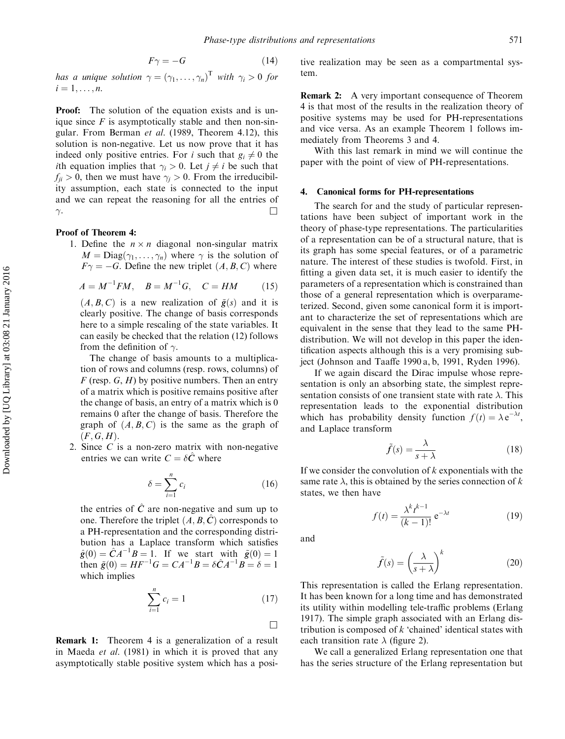$$F\gamma = -G \tag{14}$$

*has a unique solution* $\gamma = (\gamma_1, \ldots, \gamma_n)^{\mathrm{T}}$ *with* $\gamma_i > 0$ *for* $i = 1, \ldots, n$.

**Proof:** The solution of the equation exists and is unique since $F$ is asymptotically stable and then non-singular. From Berman *et al.* (1989, Theorem 4.12), this solution is non-negative. Let us now prove that it has indeed only positive entries. For $i$ such that $g_i \neq 0$ the $i$th equation implies that $\gamma_i > 0$. Let $j \neq i$ be such that $f_{ji} > 0$, then we must have $\gamma_j > 0$. From the irreducibility assumption, each state is connected to the input and we can repeat the reasoning for all the entries of $\gamma$. □

**Proof of Theorem 4:**

1. Define the $n \times n$ diagonal non-singular matrix $M = \mathrm{Diag}(\gamma_1, \ldots, \gamma_n)$ where $\gamma$ is the solution of $F\gamma = -G$. Define the new triplet $(A, B, C)$ where

   $$A = M^{-1}FM, \quad B = M^{-1}G, \quad C = HM \tag{15}$$

   $(A, B, C)$ is a new realization of $\tilde{g}(s)$ and it is clearly positive. The change of basis corresponds here to a simple rescaling of the state variables. It can easily be checked that the relation (12) follows from the definition of $\gamma$.

   The change of basis amounts to a multiplication of rows and columns (resp. rows, columns) of $F$ (resp. $G$, $H$) by positive numbers. Then an entry of a matrix which is positive remains positive after the change of basis, an entry of a matrix which is 0 remains 0 after the change of basis. Therefore the graph of $(A, B, C)$ is the same as the graph of $(F, G, H)$.

2. Since $C$ is a non-zero matrix with non-negative entries we can write $C = \delta\hat{C}$ where

   $$\delta = \sum_{i=1}^{n} c_i \tag{16}$$

   the entries of $\hat{C}$ are non-negative and sum up to one. Therefore the triplet $(A, B, \hat{C})$ corresponds to a PH-representation and the corresponding distribution has a Laplace transform which satisfies $\hat{g}(0) = \hat{C}A^{-1}B = 1$. If we start with $\tilde{g}(0) = 1$ then $\tilde{g}(0) = HF^{-1}G = CA^{-1}B = \delta\hat{C}A^{-1}B = \delta = 1$ which implies

   $$\sum_{i=1}^{n} c_i = 1 \tag{17}$$

□

**Remark 1:** Theorem 4 is a generalization of a result in Maeda *et al.* (1981) in which it is proved that any asymptotically stable positive system which has a positive realization may be seen as a compartmental system.

**Remark 2:** A very important consequence of Theorem 4 is that most of the results in the realization theory of positive systems may be used for PH-representations and vice versa. As an example Theorem 1 follows immediately from Theorems 3 and 4.

With this last remark in mind we will continue the paper with the point of view of PH-representations.

## 4. Canonical forms for PH-representations

The search for and the study of particular representations have been subject of important work in the theory of phase-type representations. The particularities of a representation can be of a structural nature, that is its graph has some special features, or of a parametric nature. The interest of these studies is twofold. First, in fitting a given data set, it is much easier to identify the parameters of a representation which is constrained than those of a general representation which is overparameterized. Second, given some canonical form it is important to characterize the set of representations which are equivalent in the sense that they lead to the same PH-distribution. We will not develop in this paper the identification aspects although this is a very promising subject (Johnson and Taaffe 1990 a, b, 1991, Ryden 1996).

If we again discard the Dirac impulse whose representation is only an absorbing state, the simplest representation consists of one transient state with rate $\lambda$. This representation leads to the exponential distribution which has probability density function $f(t) = \lambda \mathrm{e}^{-\lambda t}$, and Laplace transform

$$\tilde{f}(s) = \frac{\lambda}{s + \lambda} \tag{18}$$

If we consider the convolution of $k$ exponentials with the same rate $\lambda$, this is obtained by the series connection of $k$ states, we then have

$$f(t) = \frac{\lambda^k t^{k-1}}{(k-1)!} \mathrm{e}^{-\lambda t} \tag{19}$$

and

$$\tilde{f}(s) = \left(\frac{\lambda}{s + \lambda}\right)^k \tag{20}$$

This representation is called the Erlang representation. It has been known for a long time and has demonstrated its utility within modelling tele-traffic problems (Erlang 1917). The simple graph associated with an Erlang distribution is composed of $k$ 'chained' identical states with each transition rate $\lambda$ (figure 2).

We call a generalized Erlang representation one that has the series structure of the Erlang representation but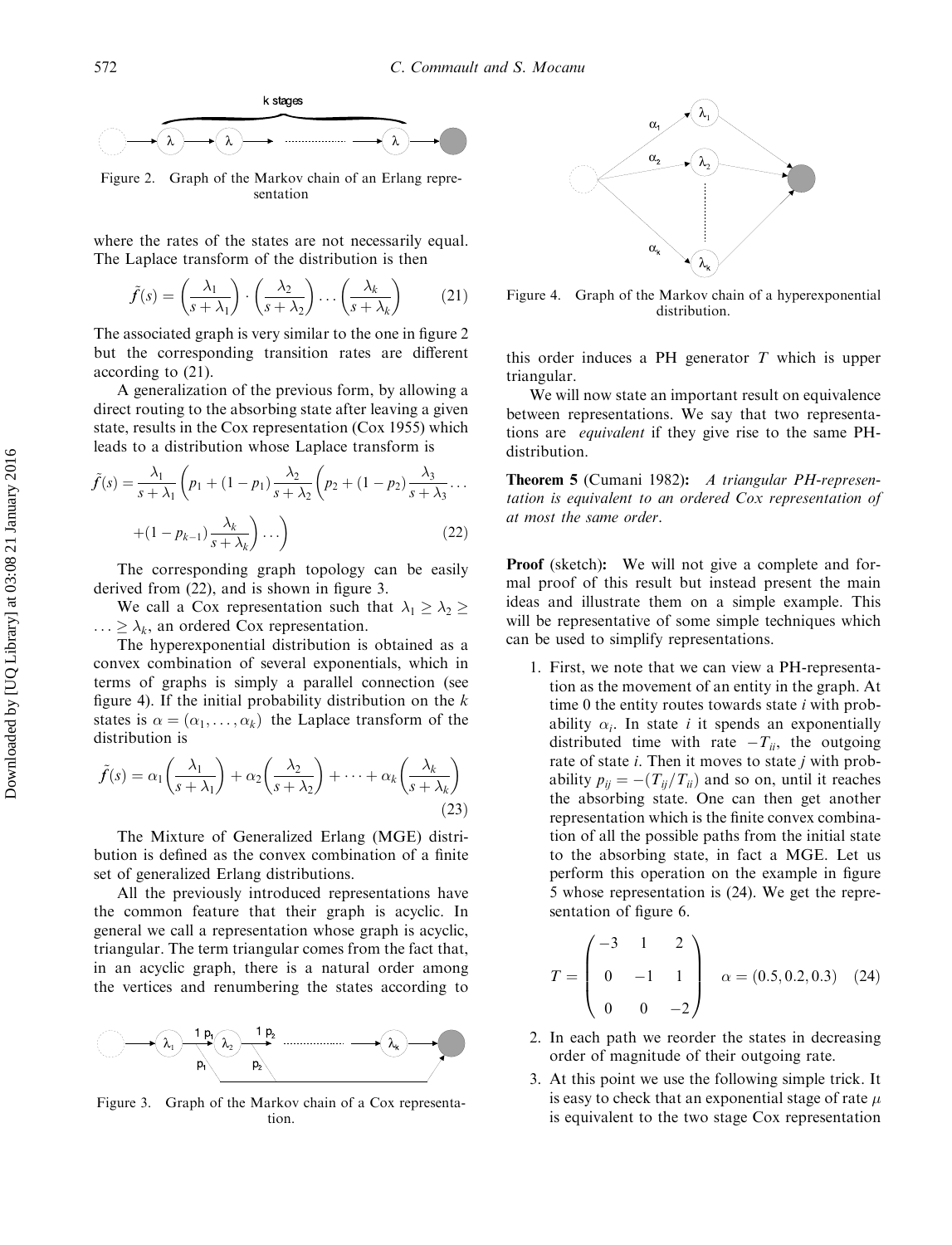Figure 2. Graph of the Markov chain of an Erlang representation

where the rates of the states are not necessarily equal. The Laplace transform of the distribution is then

$$\tilde{f}(s) = \left(\frac{\lambda_1}{s+\lambda_1}\right) \cdot \left(\frac{\lambda_2}{s+\lambda_2}\right) \ldots \left(\frac{\lambda_k}{s+\lambda_k}\right) \quad (21)$$

The associated graph is very similar to the one in figure 2 but the corresponding transition rates are different according to (21).

A generalization of the previous form, by allowing a direct routing to the absorbing state after leaving a given state, results in the Cox representation (Cox 1955) which leads to a distribution whose Laplace transform is

$$\tilde{f}(s) = \frac{\lambda_1}{s+\lambda_1}\left(p_1 + (1-p_1)\frac{\lambda_2}{s+\lambda_2}\left(p_2 + (1-p_2)\frac{\lambda_3}{s+\lambda_3}\ldots + (1-p_{k-1})\frac{\lambda_k}{s+\lambda_k}\right)\ldots\right) \quad (22)$$

The corresponding graph topology can be easily derived from (22), and is shown in figure 3.

We call a Cox representation such that $\lambda_1 \geq \lambda_2 \geq \ldots \geq \lambda_k$, an ordered Cox representation.

The hyperexponential distribution is obtained as a convex combination of several exponentials, which in terms of graphs is simply a parallel connection (see figure 4). If the initial probability distribution on the $k$ states is $\alpha = (\alpha_1, \ldots, \alpha_k)$ the Laplace transform of the distribution is

$$\tilde{f}(s) = \alpha_1\left(\frac{\lambda_1}{s+\lambda_1}\right) + \alpha_2\left(\frac{\lambda_2}{s+\lambda_2}\right) + \cdots + \alpha_k\left(\frac{\lambda_k}{s+\lambda_k}\right) \quad (23)$$

The Mixture of Generalized Erlang (MGE) distribution is defined as the convex combination of a finite set of generalized Erlang distributions.

All the previously introduced representations have the common feature that their graph is acyclic. In general we call a representation whose graph is acyclic, triangular. The term triangular comes from the fact that, in an acyclic graph, there is a natural order among the vertices and renumbering the states according to

Figure 3. Graph of the Markov chain of a Cox representation.

Figure 4. Graph of the Markov chain of a hyperexponential distribution.

this order induces a PH generator $T$ which is upper triangular.

We will now state an important result on equivalence between representations. We say that two representations are *equivalent* if they give rise to the same PH-distribution.

**Theorem 5** (Cumani 1982): *A triangular PH-representation is equivalent to an ordered Cox representation of at most the same order*.

**Proof** (sketch): We will not give a complete and formal proof of this result but instead present the main ideas and illustrate them on a simple example. This will be representative of some simple techniques which can be used to simplify representations.

1. First, we note that we can view a PH-representation as the movement of an entity in the graph. At time 0 the entity routes towards state $i$ with probability $\alpha_i$. In state $i$ it spends an exponentially distributed time with rate $-T_{ii}$, the outgoing rate of state $i$. Then it moves to state $j$ with probability $p_{ij} = -(T_{ij}/T_{ii})$ and so on, until it reaches the absorbing state. One can then get another representation which is the finite convex combination of all the possible paths from the initial state to the absorbing state, in fact a MGE. Let us perform this operation on the example in figure 5 whose representation is (24). We get the representation of figure 6.

$$T = \begin{pmatrix} -3 & 1 & 2 \\ 0 & -1 & 1 \\ 0 & 0 & -2 \end{pmatrix} \quad \alpha = (0.5, 0.2, 0.3) \quad (24)$$

2. In each path we reorder the states in decreasing order of magnitude of their outgoing rate.
3. At this point we use the following simple trick. It is easy to check that an exponential stage of rate $\mu$ is equivalent to the two stage Cox representation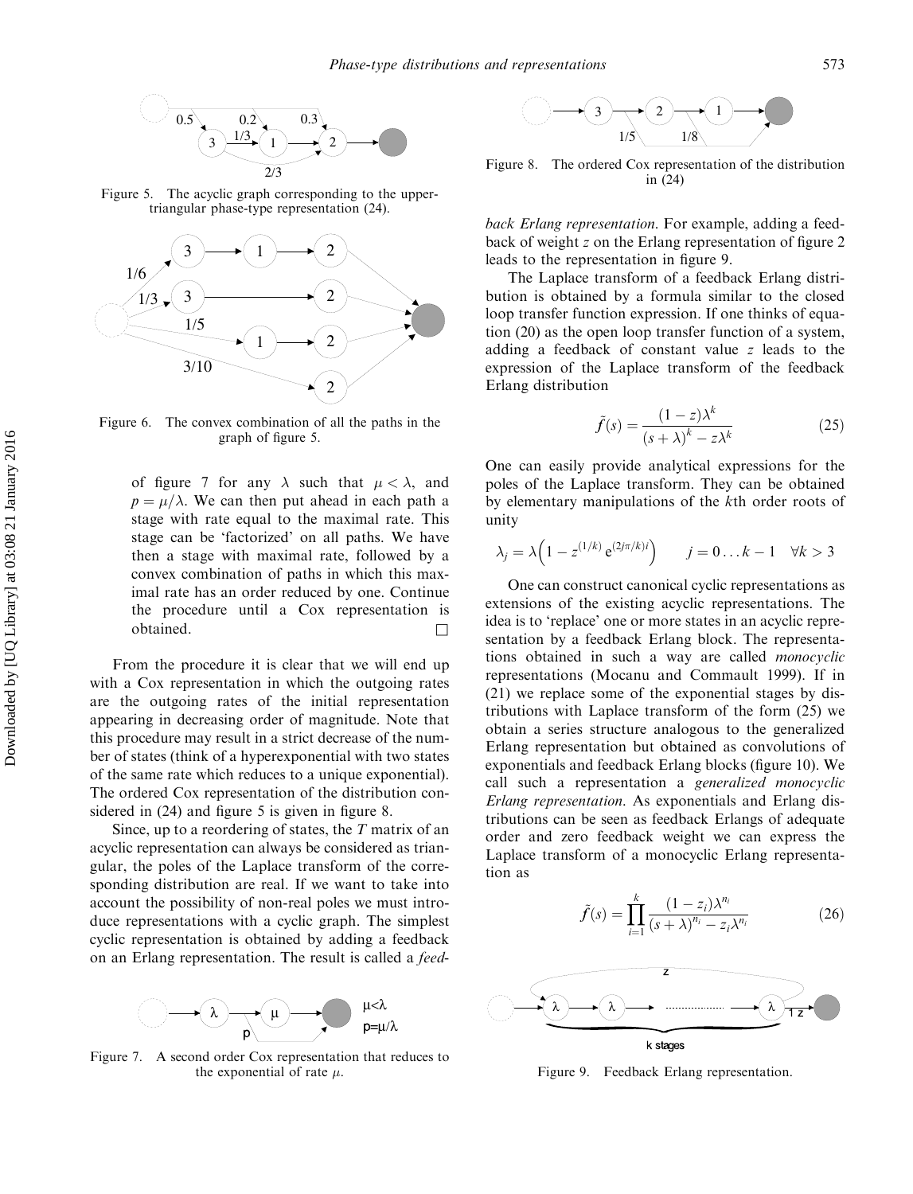Figure 5. The acyclic graph corresponding to the upper-triangular phase-type representation (24).

Figure 6. The convex combination of all the paths in the graph of figure 5.

of figure 7 for any $\lambda$ such that $\mu < \lambda$, and $p = \mu/\lambda$. We can then put ahead in each path a stage with rate equal to the maximal rate. This stage can be 'factorized' on all paths. We have then a stage with maximal rate, followed by a convex combination of paths in which this maximal rate has an order reduced by one. Continue the procedure until a Cox representation is obtained. □

From the procedure it is clear that we will end up with a Cox representation in which the outgoing rates are the outgoing rates of the initial representation appearing in decreasing order of magnitude. Note that this procedure may result in a strict decrease of the number of states (think of a hyperexponential with two states of the same rate which reduces to a unique exponential). The ordered Cox representation of the distribution considered in (24) and figure 5 is given in figure 8.

Since, up to a reordering of states, the $T$ matrix of an acyclic representation can always be considered as triangular, the poles of the Laplace transform of the corresponding distribution are real. If we want to take into account the possibility of non-real poles we must introduce representations with a cyclic graph. The simplest cyclic representation is obtained by adding a feedback on an Erlang representation. The result is called a *feedback Erlang representation*. For example, adding a feedback of weight $z$ on the Erlang representation of figure 2 leads to the representation in figure 9.

Figure 7. A second order Cox representation that reduces to the exponential of rate $\mu$.

Figure 8. The ordered Cox representation of the distribution in (24)

The Laplace transform of a feedback Erlang distribution is obtained by a formula similar to the closed loop transfer function expression. If one thinks of equation (20) as the open loop transfer function of a system, adding a feedback of constant value $z$ leads to the expression of the Laplace transform of the feedback Erlang distribution

$$\tilde{f}(s) = \frac{(1-z)\lambda^k}{(s+\lambda)^k - z\lambda^k} \tag{25}$$

One can easily provide analytical expressions for the poles of the Laplace transform. They can be obtained by elementary manipulations of the $k$th order roots of unity

$$\lambda_j = \lambda\left(1 - z^{(1/k)}\, \mathrm{e}^{(2j\pi/k)i}\right) \qquad j = 0 \ldots k-1 \quad \forall k > 3$$

One can construct canonical cyclic representations as extensions of the existing acyclic representations. The idea is to 'replace' one or more states in an acyclic representation by a feedback Erlang block. The representations obtained in such a way are called *monocyclic* representations (Mocanu and Commault 1999). If in (21) we replace some of the exponential stages by distributions with Laplace transform of the form (25) we obtain a series structure analogous to the generalized Erlang representation but obtained as convolutions of exponentials and feedback Erlang blocks (figure 10). We call such a representation a *generalized monocyclic Erlang representation*. As exponentials and Erlang distributions can be seen as feedback Erlangs of adequate order and zero feedback weight we can express the Laplace transform of a monocyclic Erlang representation as

$$\tilde{f}(s) = \prod_{i=1}^{k} \frac{(1-z_i)\lambda^{n_i}}{(s+\lambda)^{n_i} - z_i\lambda^{n_i}} \tag{26}$$

Figure 9. Feedback Erlang representation.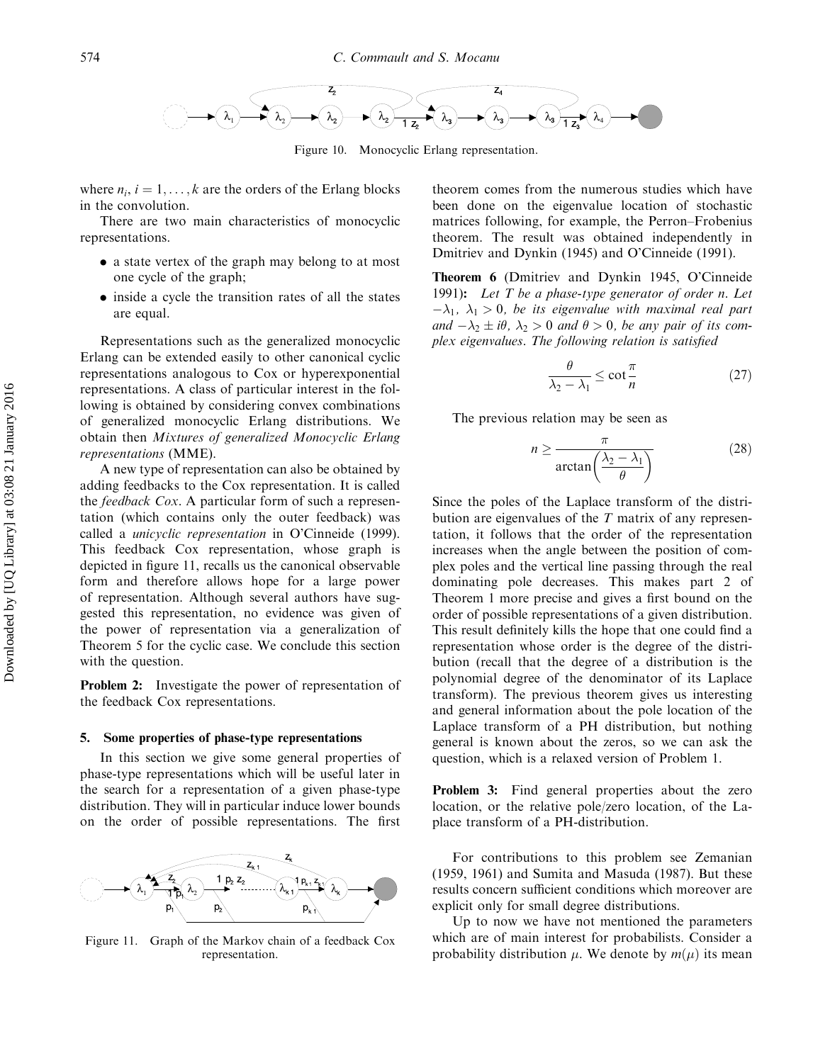Figure 10. Monocyclic Erlang representation.

where $n_i$, $i = 1, \ldots, k$ are the orders of the Erlang blocks in the convolution.

There are two main characteristics of monocyclic representations.

- a state vertex of the graph may belong to at most one cycle of the graph;
- inside a cycle the transition rates of all the states are equal.

Representations such as the generalized monocyclic Erlang can be extended easily to other canonical cyclic representations analogous to Cox or hyperexponential representations. A class of particular interest in the following is obtained by considering convex combinations of generalized monocyclic Erlang distributions. We obtain then *Mixtures of generalized Monocyclic Erlang representations* (MME).

A new type of representation can also be obtained by adding feedbacks to the Cox representation. It is called the *feedback Cox*. A particular form of such a representation (which contains only the outer feedback) was called a *unicyclic representation* in O'Cinneide (1999). This feedback Cox representation, whose graph is depicted in figure 11, recalls us the canonical observable form and therefore allows hope for a large power of representation. Although several authors have suggested this representation, no evidence was given of the power of representation via a generalization of Theorem 5 for the cyclic case. We conclude this section with the question.

**Problem 2:** Investigate the power of representation of the feedback Cox representations.

## 5. Some properties of phase-type representations

In this section we give some general properties of phase-type representations which will be useful later in the search for a representation of a given phase-type distribution. They will in particular induce lower bounds on the order of possible representations. The first theorem comes from the numerous studies which have been done on the eigenvalue location of stochastic matrices following, for example, the Perron–Frobenius theorem. The result was obtained independently in Dmitriev and Dynkin (1945) and O'Cinneide (1991).

Figure 11. Graph of the Markov chain of a feedback Cox representation.

**Theorem 6** (Dmitriev and Dynkin 1945, O'Cinneide 1991)**:** *Let $T$ be a phase-type generator of order $n$. Let $-\lambda_1$, $\lambda_1 > 0$, be its eigenvalue with maximal real part and $-\lambda_2 \pm i\theta$, $\lambda_2 > 0$ and $\theta > 0$, be any pair of its complex eigenvalues. The following relation is satisfied*

$$\frac{\theta}{\lambda_2 - \lambda_1} \leq \cot\frac{\pi}{n} \tag{27}$$

The previous relation may be seen as

$$n \geq \frac{\pi}{\arctan\left(\dfrac{\lambda_2 - \lambda_1}{\theta}\right)} \tag{28}$$

Since the poles of the Laplace transform of the distribution are eigenvalues of the $T$ matrix of any representation, it follows that the order of the representation increases when the angle between the position of complex poles and the vertical line passing through the real dominating pole decreases. This makes part 2 of Theorem 1 more precise and gives a first bound on the order of possible representations of a given distribution. This result definitely kills the hope that one could find a representation whose order is the degree of the distribution (recall that the degree of a distribution is the polynomial degree of the denominator of its Laplace transform). The previous theorem gives us interesting and general information about the pole location of the Laplace transform of a PH distribution, but nothing general is known about the zeros, so we can ask the question, which is a relaxed version of Problem 1.

**Problem 3:** Find general properties about the zero location, or the relative pole/zero location, of the Laplace transform of a PH-distribution.

For contributions to this problem see Zemanian (1959, 1961) and Sumita and Masuda (1987). But these results concern sufficient conditions which moreover are explicit only for small degree distributions.

Up to now we have not mentioned the parameters which are of main interest for probabilists. Consider a probability distribution $\mu$. We denote by $m(\mu)$ its mean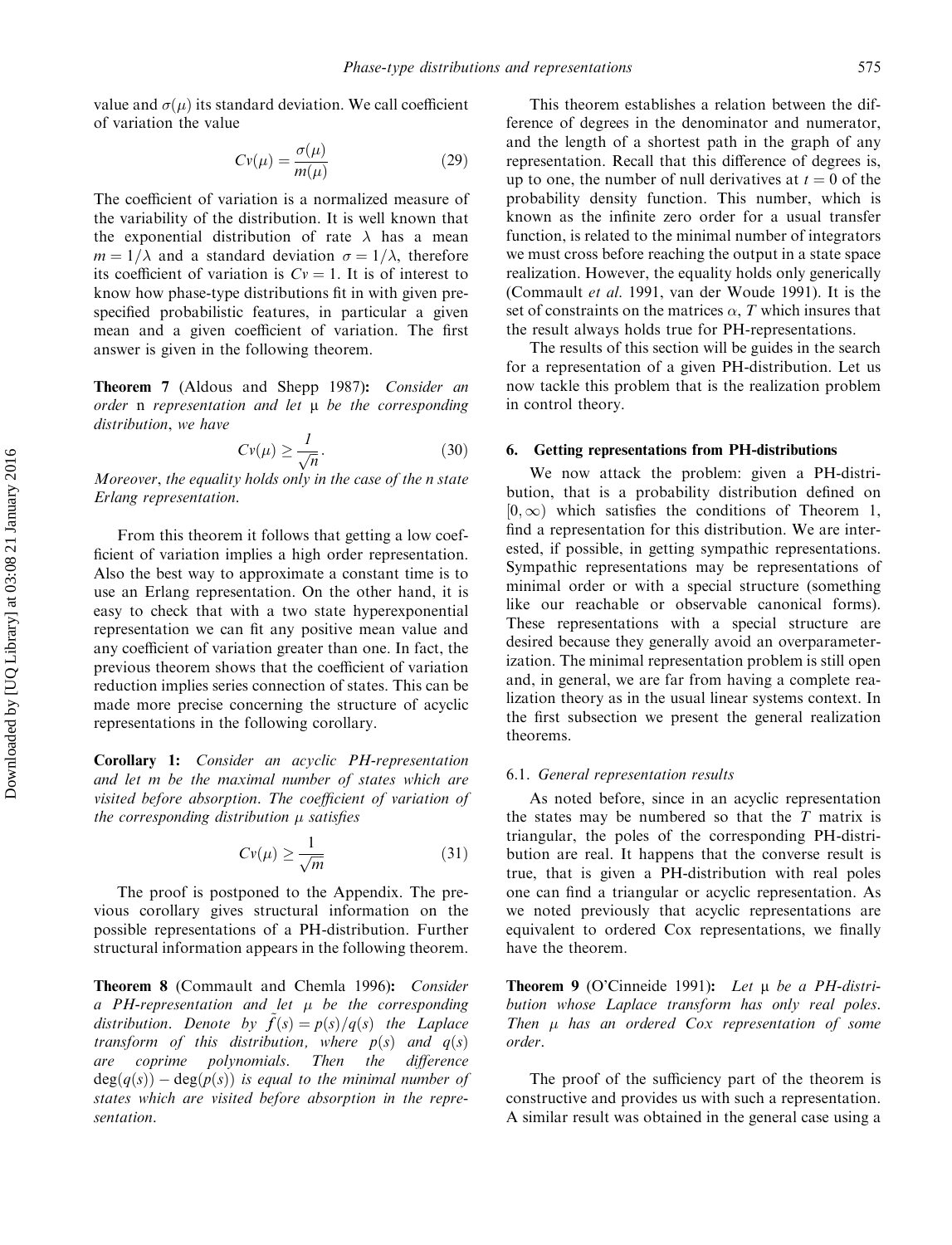value and $\sigma(\mu)$ its standard deviation. We call coefficient of variation the value

$$Cv(\mu) = \frac{\sigma(\mu)}{m(\mu)} \tag{29}$$

The coefficient of variation is a normalized measure of the variability of the distribution. It is well known that the exponential distribution of rate $\lambda$ has a mean $m = 1/\lambda$ and a standard deviation $\sigma = 1/\lambda$, therefore its coefficient of variation is $Cv = 1$. It is of interest to know how phase-type distributions fit in with given prespecified probabilistic features, in particular a given mean and a given coefficient of variation. The first answer is given in the following theorem.

**Theorem 7** (Aldous and Shepp 1987): *Consider an order* n *representation and let* $\mu$ *be the corresponding distribution, we have*

$$Cv(\mu) \geq \frac{1}{\sqrt{n}}. \tag{30}$$

*Moreover, the equality holds only in the case of the n state Erlang representation.*

From this theorem it follows that getting a low coefficient of variation implies a high order representation. Also the best way to approximate a constant time is to use an Erlang representation. On the other hand, it is easy to check that with a two state hyperexponential representation we can fit any positive mean value and any coefficient of variation greater than one. In fact, the previous theorem shows that the coefficient of variation reduction implies series connection of states. This can be made more precise concerning the structure of acyclic representations in the following corollary.

**Corollary 1:** *Consider an acyclic PH-representation and let m be the maximal number of states which are visited before absorption. The coefficient of variation of the corresponding distribution* $\mu$ *satisfies*

$$Cv(\mu) \geq \frac{1}{\sqrt{m}} \tag{31}$$

The proof is postponed to the Appendix. The previous corollary gives structural information on the possible representations of a PH-distribution. Further structural information appears in the following theorem.

**Theorem 8** (Commault and Chemla 1996): *Consider a PH-representation and let* $\mu$ *be the corresponding distribution. Denote by* $\tilde{f}(s) = p(s)/q(s)$ *the Laplace transform of this distribution, where* $p(s)$ *and* $q(s)$ *are coprime polynomials. Then the difference* $\deg(q(s)) - \deg(p(s))$ *is equal to the minimal number of states which are visited before absorption in the representation.*

This theorem establishes a relation between the difference of degrees in the denominator and numerator, and the length of a shortest path in the graph of any representation. Recall that this difference of degrees is, up to one, the number of null derivatives at $t = 0$ of the probability density function. This number, which is known as the infinite zero order for a usual transfer function, is related to the minimal number of integrators we must cross before reaching the output in a state space realization. However, the equality holds only generically (Commault *et al*. 1991, van der Woude 1991). It is the set of constraints on the matrices $\alpha$, $T$ which insures that the result always holds true for PH-representations.

The results of this section will be guides in the search for a representation of a given PH-distribution. Let us now tackle this problem that is the realization problem in control theory.

## 6. Getting representations from PH-distributions

We now attack the problem: given a PH-distribution, that is a probability distribution defined on $[0, \infty)$ which satisfies the conditions of Theorem 1, find a representation for this distribution. We are interested, if possible, in getting sympathic representations. Sympathic representations may be representations of minimal order or with a special structure (something like our reachable or observable canonical forms). These representations with a special structure are desired because they generally avoid an overparameterization. The minimal representation problem is still open and, in general, we are far from having a complete realization theory as in the usual linear systems context. In the first subsection we present the general realization theorems.

### 6.1. General representation results

As noted before, since in an acyclic representation the states may be numbered so that the $T$ matrix is triangular, the poles of the corresponding PH-distribution are real. It happens that the converse result is true, that is given a PH-distribution with real poles one can find a triangular or acyclic representation. As we noted previously that acyclic representations are equivalent to ordered Cox representations, we finally have the theorem.

**Theorem 9** (O'Cinneide 1991): *Let* $\mu$ *be a PH-distribution whose Laplace transform has only real poles. Then* $\mu$ *has an ordered Cox representation of some order*.

The proof of the sufficiency part of the theorem is constructive and provides us with such a representation. A similar result was obtained in the general case using a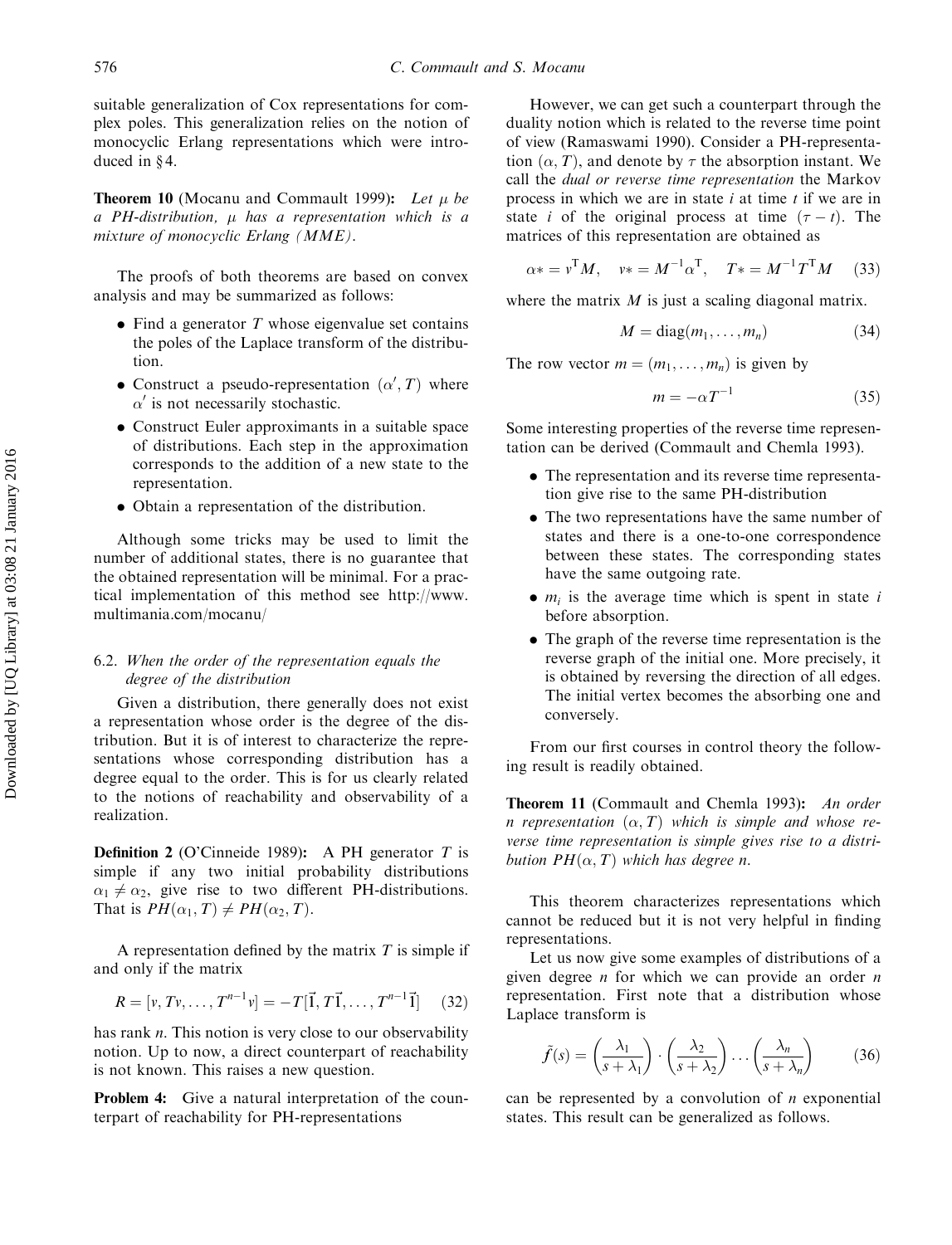suitable generalization of Cox representations for complex poles. This generalization relies on the notion of monocyclic Erlang representations which were introduced in § 4.

**Theorem 10** (Mocanu and Commault 1999): *Let $\mu$ be a PH-distribution, $\mu$ has a representation which is a mixture of monocyclic Erlang (MME).*

The proofs of both theorems are based on convex analysis and may be summarized as follows:

- Find a generator $T$ whose eigenvalue set contains the poles of the Laplace transform of the distribution.
- Construct a pseudo-representation $(\alpha', T)$ where $\alpha'$ is not necessarily stochastic.
- Construct Euler approximants in a suitable space of distributions. Each step in the approximation corresponds to the addition of a new state to the representation.
- Obtain a representation of the distribution.

Although some tricks may be used to limit the number of additional states, there is no guarantee that the obtained representation will be minimal. For a practical implementation of this method see http://www.multimania.com/mocanu/

### 6.2. *When the order of the representation equals the degree of the distribution*

Given a distribution, there generally does not exist a representation whose order is the degree of the distribution. But it is of interest to characterize the representations whose corresponding distribution has a degree equal to the order. This is for us clearly related to the notions of reachability and observability of a realization.

**Definition 2** (O'Cinneide 1989): A PH generator $T$ is simple if any two initial probability distributions $\alpha_1 \neq \alpha_2$, give rise to two different PH-distributions. That is $PH(\alpha_1, T) \neq PH(\alpha_2, T)$.

A representation defined by the matrix $T$ is simple if and only if the matrix

$$R = [v, Tv, \dots, T^{n-1}v] = -T[\vec{1}, T\vec{1}, \dots, T^{n-1}\vec{1}] \quad (32)$$

has rank $n$. This notion is very close to our observability notion. Up to now, a direct counterpart of reachability is not known. This raises a new question.

**Problem 4:** Give a natural interpretation of the counterpart of reachability for PH-representations

However, we can get such a counterpart through the duality notion which is related to the reverse time point of view (Ramaswami 1990). Consider a PH-representation $(\alpha, T)$, and denote by $\tau$ the absorption instant. We call the *dual or reverse time representation* the Markov process in which we are in state $i$ at time $t$ if we are in state $i$ of the original process at time $(\tau - t)$. The matrices of this representation are obtained as

$$\alpha* = v^{\mathrm{T}}M, \quad v* = M^{-1}\alpha^{\mathrm{T}}, \quad T* = M^{-1}T^{\mathrm{T}}M \quad (33)$$

where the matrix $M$ is just a scaling diagonal matrix.

$$M = \mathrm{diag}(m_1, \dots, m_n) \quad (34)$$

The row vector $m = (m_1, \dots, m_n)$ is given by

$$m = -\alpha T^{-1} \quad (35)$$

Some interesting properties of the reverse time representation can be derived (Commault and Chemla 1993).

- The representation and its reverse time representation give rise to the same PH-distribution
- The two representations have the same number of states and there is a one-to-one correspondence between these states. The corresponding states have the same outgoing rate.
- $m_i$ is the average time which is spent in state $i$ before absorption.
- The graph of the reverse time representation is the reverse graph of the initial one. More precisely, it is obtained by reversing the direction of all edges. The initial vertex becomes the absorbing one and conversely.

From our first courses in control theory the following result is readily obtained.

**Theorem 11** (Commault and Chemla 1993): *An order $n$ representation $(\alpha, T)$ which is simple and whose reverse time representation is simple gives rise to a distribution $PH(\alpha, T)$ which has degree $n$.*

This theorem characterizes representations which cannot be reduced but it is not very helpful in finding representations.

Let us now give some examples of distributions of a given degree $n$ for which we can provide an order $n$ representation. First note that a distribution whose Laplace transform is

$$\tilde{f}(s) = \left(\frac{\lambda_1}{s + \lambda_1}\right) \cdot \left(\frac{\lambda_2}{s + \lambda_2}\right) \cdots \left(\frac{\lambda_n}{s + \lambda_n}\right) \quad (36)$$

can be represented by a convolution of $n$ exponential states. This result can be generalized as follows.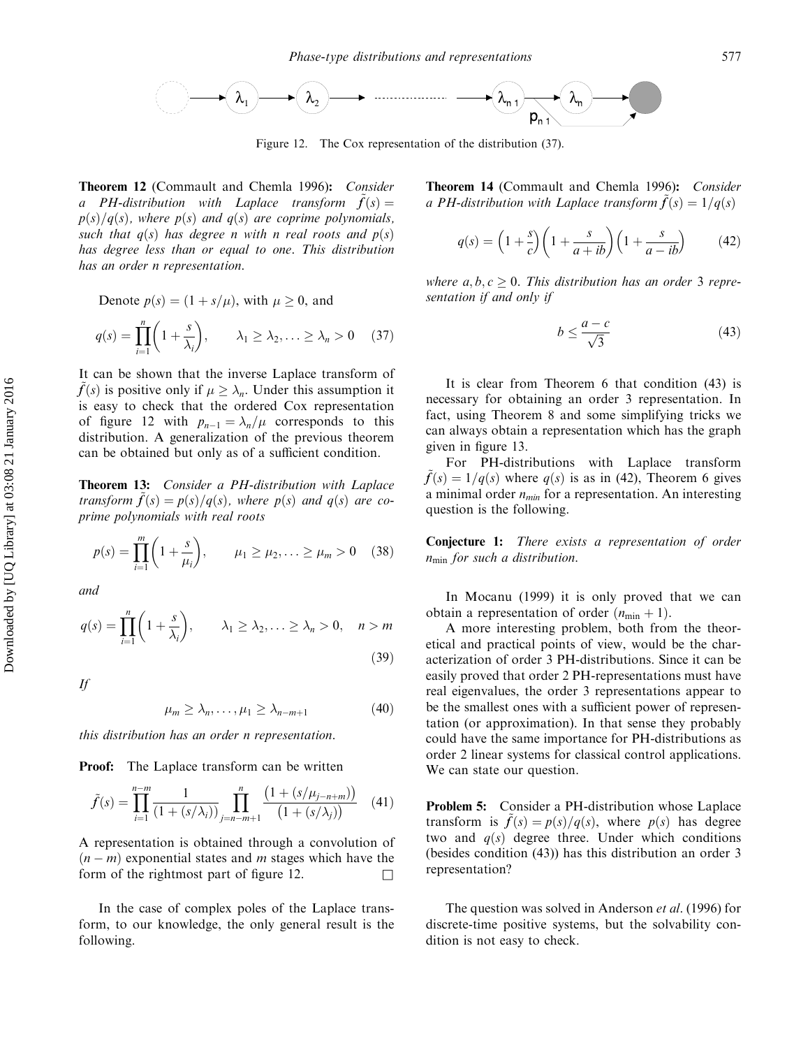Figure 12. The Cox representation of the distribution (37).

**Theorem 12** (Commault and Chemla 1996): *Consider a PH-distribution with Laplace transform $\tilde{f}(s) = p(s)/q(s)$, where $p(s)$ and $q(s)$ are coprime polynomials, such that $q(s)$ has degree $n$ with $n$ real roots and $p(s)$ has degree less than or equal to one. This distribution has an order $n$ representation.*

Denote $p(s) = (1 + s/\mu)$, with $\mu \geq 0$, and

$$q(s) = \prod_{i=1}^{n} \left(1 + \frac{s}{\lambda_i}\right), \qquad \lambda_1 \geq \lambda_2, \ldots \geq \lambda_n > 0 \quad (37)$$

It can be shown that the inverse Laplace transform of $\tilde{f}(s)$ is positive only if $\mu \geq \lambda_n$. Under this assumption it is easy to check that the ordered Cox representation of figure 12 with $p_{n-1} = \lambda_n/\mu$ corresponds to this distribution. A generalization of the previous theorem can be obtained but only as of a sufficient condition.

**Theorem 13:** *Consider a PH-distribution with Laplace transform $\tilde{f}(s) = p(s)/q(s)$, where $p(s)$ and $q(s)$ are coprime polynomials with real roots*

$$p(s) = \prod_{i=1}^{m} \left(1 + \frac{s}{\mu_i}\right), \qquad \mu_1 \geq \mu_2, \ldots \geq \mu_m > 0 \quad (38)$$

*and*

$$q(s) = \prod_{i=1}^{n} \left(1 + \frac{s}{\lambda_i}\right), \qquad \lambda_1 \geq \lambda_2, \ldots \geq \lambda_n > 0, \quad n > m \quad (39)$$

*If*

$$\mu_m \geq \lambda_n, \ldots, \mu_1 \geq \lambda_{n-m+1} \quad (40)$$

*this distribution has an order $n$ representation.*

**Proof:** The Laplace transform can be written

$$\tilde{f}(s) = \prod_{i=1}^{n-m} \frac{1}{(1 + (s/\lambda_i))} \prod_{j=n-m+1}^{n} \frac{(1 + (s/\mu_{j-n+m}))}{(1 + (s/\lambda_j))} \quad (41)$$

A representation is obtained through a convolution of $(n - m)$ exponential states and $m$ stages which have the form of the rightmost part of figure 12. □

In the case of complex poles of the Laplace transform, to our knowledge, the only general result is the following.

**Theorem 14** (Commault and Chemla 1996): *Consider a PH-distribution with Laplace transform $\tilde{f}(s) = 1/q(s)$*

$$q(s) = \left(1 + \frac{s}{c}\right)\left(1 + \frac{s}{a + ib}\right)\left(1 + \frac{s}{a - ib}\right) \quad (42)$$

*where $a, b, c \geq 0$. This distribution has an order 3 representation if and only if*

$$b \leq \frac{a - c}{\sqrt{3}} \quad (43)$$

It is clear from Theorem 6 that condition (43) is necessary for obtaining an order 3 representation. In fact, using Theorem 8 and some simplifying tricks we can always obtain a representation which has the graph given in figure 13.

For PH-distributions with Laplace transform $\tilde{f}(s) = 1/q(s)$ where $q(s)$ is as in (42), Theorem 6 gives a minimal order $n_{min}$ for a representation. An interesting question is the following.

**Conjecture 1:** *There exists a representation of order $n_{\min}$ for such a distribution.*

In Mocanu (1999) it is only proved that we can obtain a representation of order $(n_{\min} + 1)$.

A more interesting problem, both from the theoretical and practical points of view, would be the characterization of order 3 PH-distributions. Since it can be easily proved that order 2 PH-representations must have real eigenvalues, the order 3 representations appear to be the smallest ones with a sufficient power of representation (or approximation). In that sense they probably could have the same importance for PH-distributions as order 2 linear systems for classical control applications. We can state our question.

**Problem 5:** Consider a PH-distribution whose Laplace transform is $\tilde{f}(s) = p(s)/q(s)$, where $p(s)$ has degree two and $q(s)$ degree three. Under which conditions (besides condition (43)) has this distribution an order 3 representation?

The question was solved in Anderson *et al*. (1996) for discrete-time positive systems, but the solvability condition is not easy to check.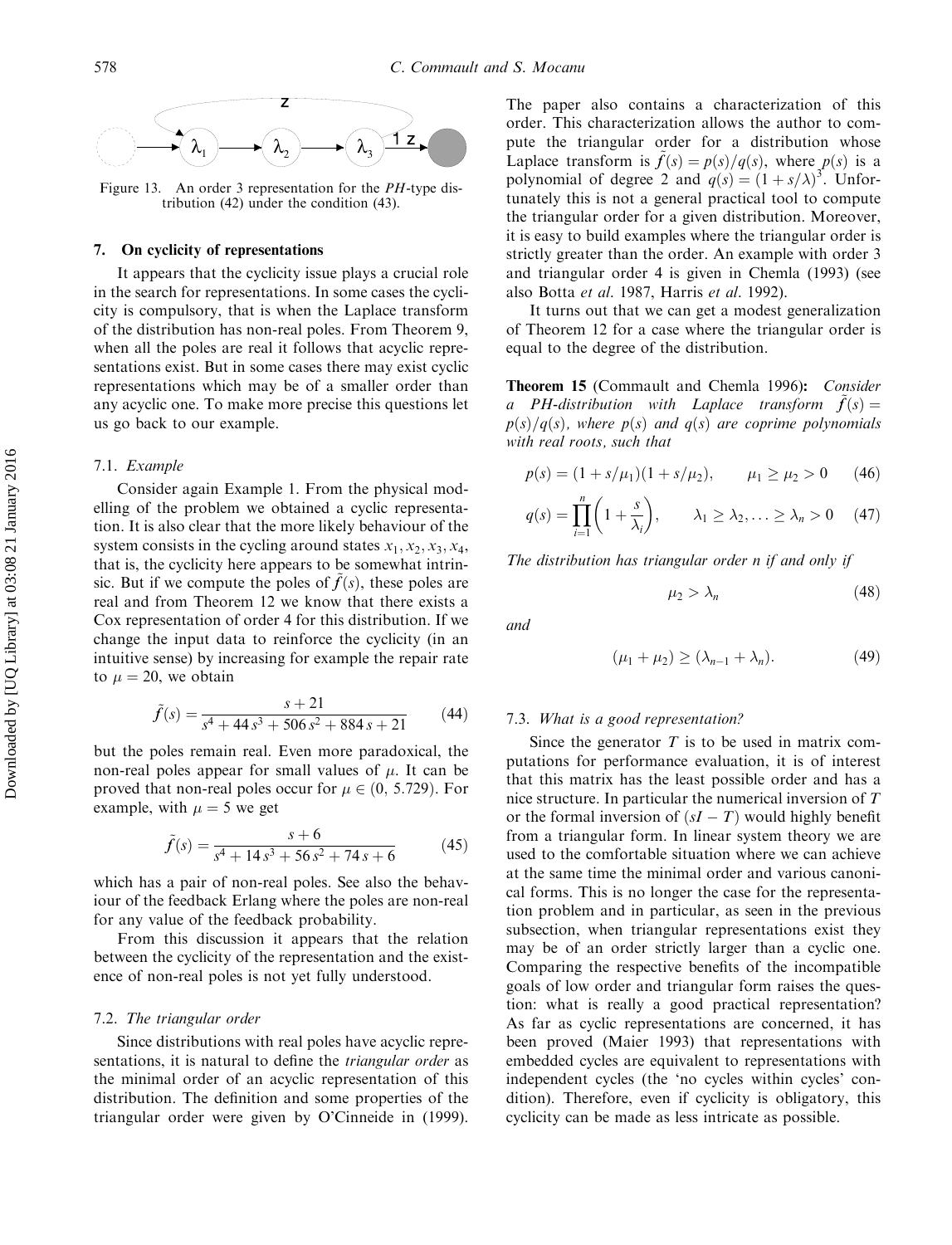Figure 13. An order 3 representation for the $PH$-type distribution (42) under the condition (43).

## 7. On cyclicity of representations

It appears that the cyclicity issue plays a crucial role in the search for representations. In some cases the cyclicity is compulsory, that is when the Laplace transform of the distribution has non-real poles. From Theorem 9, when all the poles are real it follows that acyclic representations exist. But in some cases there may exist cyclic representations which may be of a smaller order than any acyclic one. To make more precise this questions let us go back to our example.

### 7.1. Example

Consider again Example 1. From the physical modelling of the problem we obtained a cyclic representation. It is also clear that the more likely behaviour of the system consists in the cycling around states $x_1, x_2, x_3, x_4$, that is, the cyclicity here appears to be somewhat intrinsic. But if we compute the poles of $\tilde{f}(s)$, these poles are real and from Theorem 12 we know that there exists a Cox representation of order 4 for this distribution. If we change the input data to reinforce the cyclicity (in an intuitive sense) by increasing for example the repair rate to $\mu = 20$, we obtain

$$\tilde{f}(s) = \frac{s + 21}{s^4 + 44\,s^3 + 506\,s^2 + 884\,s + 21} \qquad (44)$$

but the poles remain real. Even more paradoxical, the non-real poles appear for small values of $\mu$. It can be proved that non-real poles occur for $\mu \in (0,\ 5.729)$. For example, with $\mu = 5$ we get

$$\tilde{f}(s) = \frac{s + 6}{s^4 + 14\,s^3 + 56\,s^2 + 74\,s + 6} \qquad (45)$$

which has a pair of non-real poles. See also the behaviour of the feedback Erlang where the poles are non-real for any value of the feedback probability.

From this discussion it appears that the relation between the cyclicity of the representation and the existence of non-real poles is not yet fully understood.

### 7.2. The triangular order

Since distributions with real poles have acyclic representations, it is natural to define the *triangular order* as the minimal order of an acyclic representation of this distribution. The definition and some properties of the triangular order were given by O'Cinneide in (1999). The paper also contains a characterization of this order. This characterization allows the author to compute the triangular order for a distribution whose Laplace transform is $\tilde{f}(s) = p(s)/q(s)$, where $p(s)$ is a polynomial of degree 2 and $q(s) = (1 + s/\lambda)^3$. Unfortunately this is not a general practical tool to compute the triangular order for a given distribution. Moreover, it is easy to build examples where the triangular order is strictly greater than the order. An example with order 3 and triangular order 4 is given in Chemla (1993) (see also Botta *et al.* 1987, Harris *et al.* 1992).

It turns out that we can get a modest generalization of Theorem 12 for a case where the triangular order is equal to the degree of the distribution.

**Theorem 15** (Commault and Chemla 1996)**:** *Consider a PH-distribution with Laplace transform $\tilde{f}(s) = p(s)/q(s)$, where $p(s)$ and $q(s)$ are coprime polynomials with real roots, such that*

$$p(s) = (1 + s/\mu_1)(1 + s/\mu_2), \qquad \mu_1 \geq \mu_2 > 0 \qquad (46)$$

$$q(s) = \prod_{i=1}^{n} \left(1 + \frac{s}{\lambda_i}\right), \qquad \lambda_1 \geq \lambda_2, \ldots \geq \lambda_n > 0 \qquad (47)$$

*The distribution has triangular order n if and only if*

$$\mu_2 > \lambda_n \qquad (48)$$

*and*

$$(\mu_1 + \mu_2) \geq (\lambda_{n-1} + \lambda_n). \qquad (49)$$

### 7.3. What is a good representation?

Since the generator $T$ is to be used in matrix computations for performance evaluation, it is of interest that this matrix has the least possible order and has a nice structure. In particular the numerical inversion of $T$ or the formal inversion of $(sI - T)$ would highly benefit from a triangular form. In linear system theory we are used to the comfortable situation where we can achieve at the same time the minimal order and various canonical forms. This is no longer the case for the representation problem and in particular, as seen in the previous subsection, when triangular representations exist they may be of an order strictly larger than a cyclic one. Comparing the respective benefits of the incompatible goals of low order and triangular form raises the question: what is really a good practical representation? As far as cyclic representations are concerned, it has been proved (Maier 1993) that representations with embedded cycles are equivalent to representations with independent cycles (the 'no cycles within cycles' condition). Therefore, even if cyclicity is obligatory, this cyclicity can be made as less intricate as possible.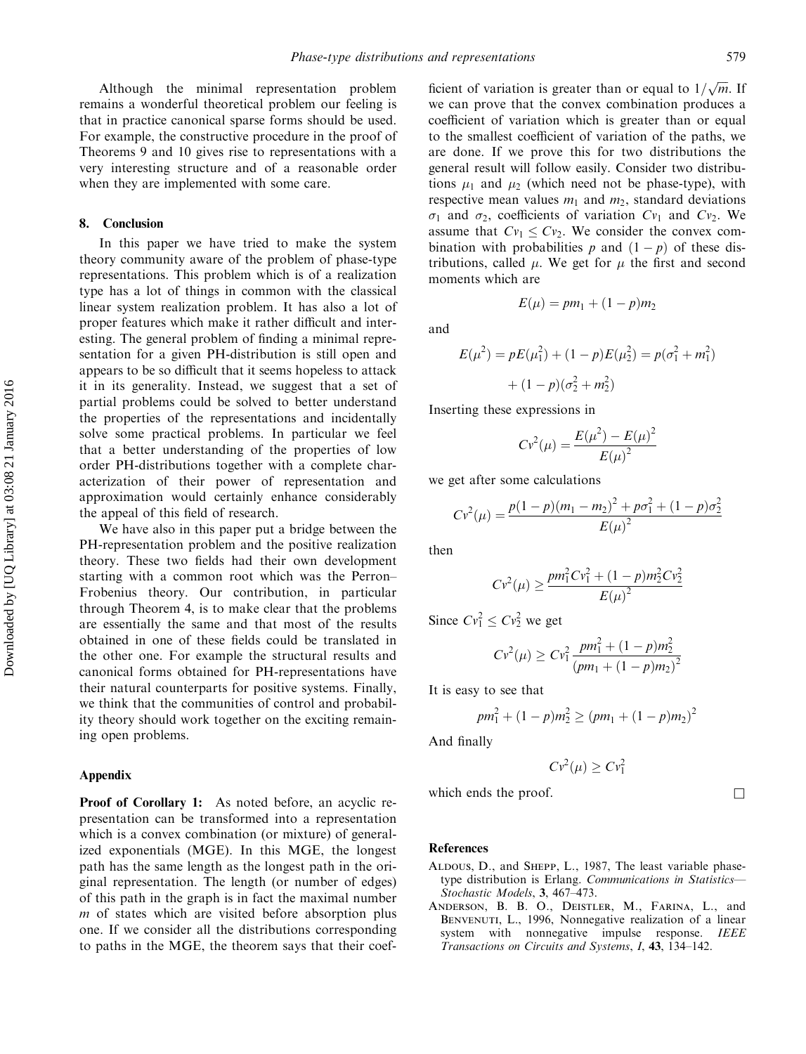Although the minimal representation problem remains a wonderful theoretical problem our feeling is that in practice canonical sparse forms should be used. For example, the constructive procedure in the proof of Theorems 9 and 10 gives rise to representations with a very interesting structure and of a reasonable order when they are implemented with some care.

## 8. Conclusion

In this paper we have tried to make the system theory community aware of the problem of phase-type representations. This problem which is of a realization type has a lot of things in common with the classical linear system realization problem. It has also a lot of proper features which make it rather difficult and interesting. The general problem of finding a minimal representation for a given PH-distribution is still open and appears to be so difficult that it seems hopeless to attack it in its generality. Instead, we suggest that a set of partial problems could be solved to better understand the properties of the representations and incidentally solve some practical problems. In particular we feel that a better understanding of the properties of low order PH-distributions together with a complete characterization of their power of representation and approximation would certainly enhance considerably the appeal of this field of research.

We have also in this paper put a bridge between the PH-representation problem and the positive realization theory. These two fields had their own development starting with a common root which was the Perron–Frobenius theory. Our contribution, in particular through Theorem 4, is to make clear that the problems are essentially the same and that most of the results obtained in one of these fields could be translated in the other one. For example the structural results and canonical forms obtained for PH-representations have their natural counterparts for positive systems. Finally, we think that the communities of control and probability theory should work together on the exciting remaining open problems.

## Appendix

**Proof of Corollary 1:** As noted before, an acyclic representation can be transformed into a representation which is a convex combination (or mixture) of generalized exponentials (MGE). In this MGE, the longest path has the same length as the longest path in the original representation. The length (or number of edges) of this path in the graph is in fact the maximal number $m$ of states which are visited before absorption plus one. If we consider all the distributions corresponding to paths in the MGE, the theorem says that their coefficient of variation is greater than or equal to $1/\sqrt{m}$. If we can prove that the convex combination produces a coefficient of variation which is greater than or equal to the smallest coefficient of variation of the paths, we are done. If we prove this for two distributions the general result will follow easily. Consider two distributions $\mu_1$ and $\mu_2$ (which need not be phase-type), with respective mean values $m_1$ and $m_2$, standard deviations $\sigma_1$ and $\sigma_2$, coefficients of variation $Cv_1$ and $Cv_2$. We assume that $Cv_1 \leq Cv_2$. We consider the convex combination with probabilities $p$ and $(1-p)$ of these distributions, called $\mu$. We get for $\mu$ the first and second moments which are

$$E(\mu) = pm_1 + (1-p)m_2$$

and

$$E(\mu^2) = pE(\mu_1^2) + (1-p)E(\mu_2^2) = p(\sigma_1^2 + m_1^2) + (1-p)(\sigma_2^2 + m_2^2)$$

Inserting these expressions in

$$Cv^2(\mu) = \frac{E(\mu^2) - E(\mu)^2}{E(\mu)^2}$$

we get after some calculations

$$Cv^2(\mu) = \frac{p(1-p)(m_1 - m_2)^2 + p\sigma_1^2 + (1-p)\sigma_2^2}{E(\mu)^2}$$

then

$$Cv^2(\mu) \geq \frac{pm_1^2 Cv_1^2 + (1-p)m_2^2 Cv_2^2}{E(\mu)^2}$$

Since $Cv_1^2 \leq Cv_2^2$ we get

$$Cv^2(\mu) \geq Cv_1^2 \frac{pm_1^2 + (1-p)m_2^2}{(pm_1 + (1-p)m_2)^2}$$

It is easy to see that

$$pm_1^2 + (1-p)m_2^2 \geq (pm_1 + (1-p)m_2)^2$$

And finally

$$Cv^2(\mu) \geq Cv_1^2$$

which ends the proof. □

## References

Aldous, D., and Shepp, L., 1987, The least variable phase-type distribution is Erlang. *Communications in Statistics—Stochastic Models*, **3**, 467–473.

Anderson, B. B. O., Deistler, M., Farina, L., and Benvenuti, L., 1996, Nonnegative realization of a linear system with nonnegative impulse response. *IEEE Transactions on Circuits and Systems*, *I*, **43**, 134–142.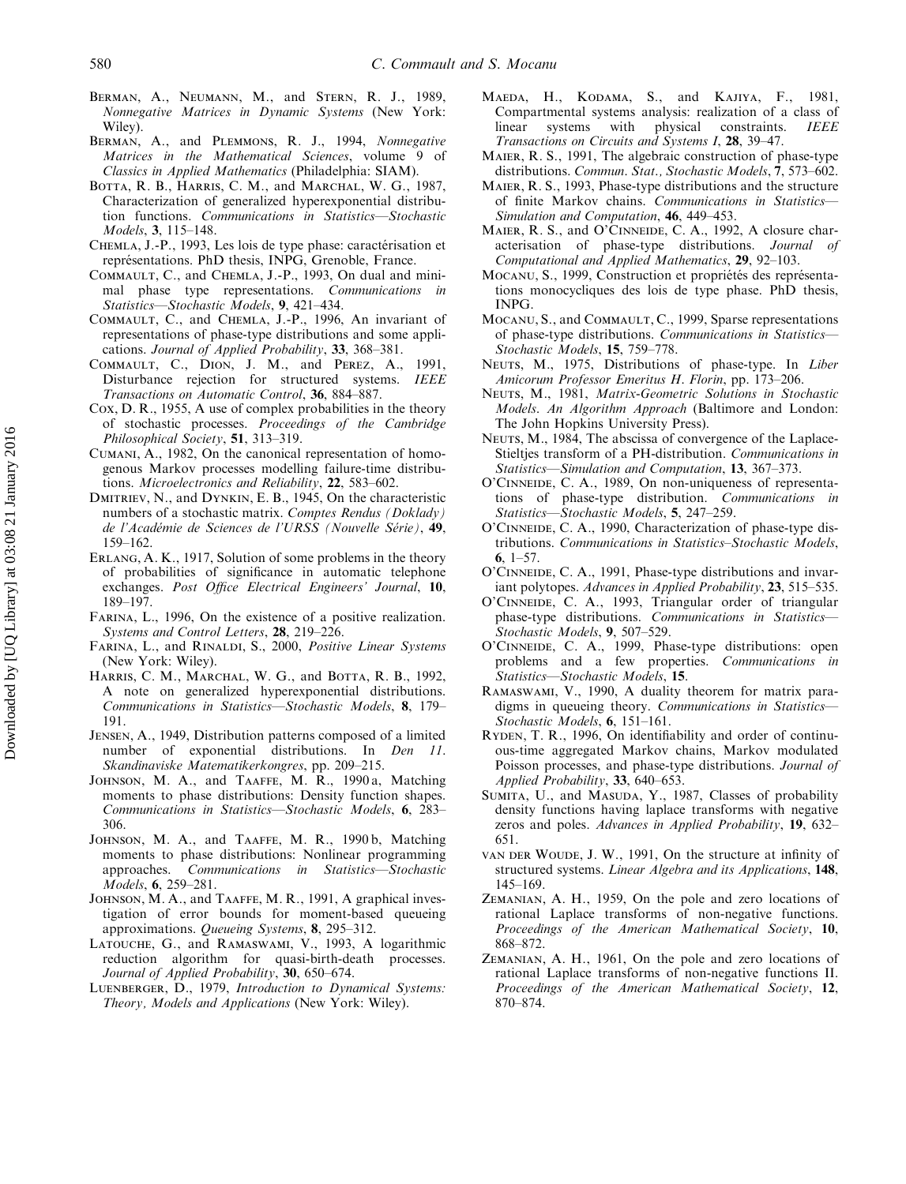Berman, A., Neumann, M., and Stern, R. J., 1989, *Nonnegative Matrices in Dynamic Systems* (New York: Wiley).

Berman, A., and Plemmons, R. J., 1994, *Nonnegative Matrices in the Mathematical Sciences*, volume 9 of *Classics in Applied Mathematics* (Philadelphia: SIAM).

Botta, R. B., Harris, C. M., and Marchal, W. G., 1987, Characterization of generalized hyperexponential distribution functions. *Communications in Statistics—Stochastic Models*, **3**, 115–148.

Chemla, J.-P., 1993, Les lois de type phase: caractérisation et représentations. PhD thesis, INPG, Grenoble, France.

Commault, C., and Chemla, J.-P., 1993, On dual and minimal phase type representations. *Communications in Statistics—Stochastic Models*, **9**, 421–434.

Commault, C., and Chemla, J.-P., 1996, An invariant of representations of phase-type distributions and some applications. *Journal of Applied Probability*, **33**, 368–381.

Commault, C., Dion, J. M., and Perez, A., 1991, Disturbance rejection for structured systems. *IEEE Transactions on Automatic Control*, **36**, 884–887.

Cox, D. R., 1955, A use of complex probabilities in the theory of stochastic processes. *Proceedings of the Cambridge Philosophical Society*, **51**, 313–319.

Cumani, A., 1982, On the canonical representation of homogenous Markov processes modelling failure-time distributions. *Microelectronics and Reliability*, **22**, 583–602.

Dmitriev, N., and Dynkin, E. B., 1945, On the characteristic numbers of a stochastic matrix. *Comptes Rendus (Doklady) de l'Académie de Sciences de l'URSS (Nouvelle Série)*, **49**, 159–162.

Erlang, A. K., 1917, Solution of some problems in the theory of probabilities of significance in automatic telephone exchanges. *Post Office Electrical Engineers' Journal*, **10**, 189–197.

Farina, L., 1996, On the existence of a positive realization. *Systems and Control Letters*, **28**, 219–226.

Farina, L., and Rinaldi, S., 2000, *Positive Linear Systems* (New York: Wiley).

Harris, C. M., Marchal, W. G., and Botta, R. B., 1992, A note on generalized hyperexponential distributions. *Communications in Statistics—Stochastic Models*, **8**, 179–191.

Jensen, A., 1949, Distribution patterns composed of a limited number of exponential distributions. In *Den 11. Skandinaviske Matematikerkongres*, pp. 209–215.

Johnson, M. A., and Taaffe, M. R., 1990 a, Matching moments to phase distributions: Density function shapes. *Communications in Statistics—Stochastic Models*, **6**, 283–306.

Johnson, M. A., and Taaffe, M. R., 1990 b, Matching moments to phase distributions: Nonlinear programming approaches. *Communications in Statistics—Stochastic Models*, **6**, 259–281.

Johnson, M. A., and Taaffe, M. R., 1991, A graphical investigation of error bounds for moment-based queueing approximations. *Queueing Systems*, **8**, 295–312.

Latouche, G., and Ramaswami, V., 1993, A logarithmic reduction algorithm for quasi-birth-death processes. *Journal of Applied Probability*, **30**, 650–674.

Luenberger, D., 1979, *Introduction to Dynamical Systems: Theory, Models and Applications* (New York: Wiley).

Maeda, H., Kodama, S., and Kajiya, F., 1981, Compartmental systems analysis: realization of a class of linear systems with physical constraints. *IEEE Transactions on Circuits and Systems I*, **28**, 39–47.

Maier, R. S., 1991, The algebraic construction of phase-type distributions. *Commun. Stat., Stochastic Models*, **7**, 573–602.

Maier, R. S., 1993, Phase-type distributions and the structure of finite Markov chains. *Communications in Statistics—Simulation and Computation*, **46**, 449–453.

Maier, R. S., and O'Cinneide, C. A., 1992, A closure characterisation of phase-type distributions. *Journal of Computational and Applied Mathematics*, **29**, 92–103.

Mocanu, S., 1999, Construction et propriétés des représentations monocycliques des lois de type phase. PhD thesis, INPG.

Mocanu, S., and Commault, C., 1999, Sparse representations of phase-type distributions. *Communications in Statistics—Stochastic Models*, **15**, 759–778.

Neuts, M., 1975, Distributions of phase-type. In *Liber Amicorum Professor Emeritus H. Florin*, pp. 173–206.

Neuts, M., 1981, *Matrix-Geometric Solutions in Stochastic Models. An Algorithm Approach* (Baltimore and London: The John Hopkins University Press).

Neuts, M., 1984, The abscissa of convergence of the Laplace-Stieltjes transform of a PH-distribution. *Communications in Statistics—Simulation and Computation*, **13**, 367–373.

O'Cinneide, C. A., 1989, On non-uniqueness of representations of phase-type distribution. *Communications in Statistics—Stochastic Models*, **5**, 247–259.

O'Cinneide, C. A., 1990, Characterization of phase-type distributions. *Communications in Statistics–Stochastic Models*, **6**, 1–57.

O'Cinneide, C. A., 1991, Phase-type distributions and invariant polytopes. *Advances in Applied Probability*, **23**, 515–535.

O'Cinneide, C. A., 1993, Triangular order of triangular phase-type distributions. *Communications in Statistics—Stochastic Models*, **9**, 507–529.

O'Cinneide, C. A., 1999, Phase-type distributions: open problems and a few properties. *Communications in Statistics—Stochastic Models*, **15**.

Ramaswami, V., 1990, A duality theorem for matrix paradigms in queueing theory. *Communications in Statistics—Stochastic Models*, **6**, 151–161.

Ryden, T. R., 1996, On identifiability and order of continuous-time aggregated Markov chains, Markov modulated Poisson processes, and phase-type distributions. *Journal of Applied Probability*, **33**, 640–653.

Sumita, U., and Masuda, Y., 1987, Classes of probability density functions having laplace transforms with negative zeros and poles. *Advances in Applied Probability*, **19**, 632–651.

van der Woude, J. W., 1991, On the structure at infinity of structured systems. *Linear Algebra and its Applications*, **148**, 145–169.

Zemanian, A. H., 1959, On the pole and zero locations of rational Laplace transforms of non-negative functions. *Proceedings of the American Mathematical Society*, **10**, 868–872.

Zemanian, A. H., 1961, On the pole and zero locations of rational Laplace transforms of non-negative functions II. *Proceedings of the American Mathematical Society*, **12**, 870–874.